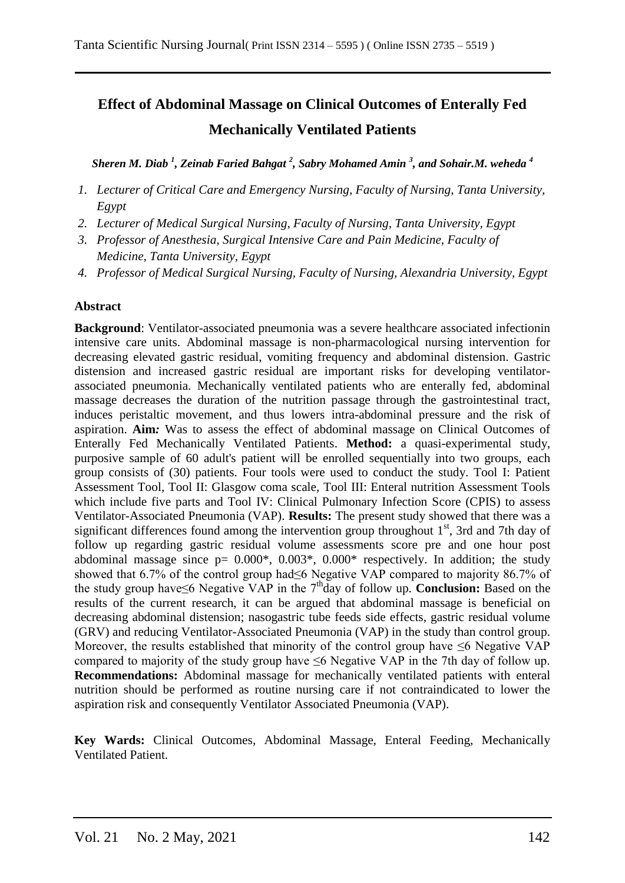# Effect of Abdominal Massage on Clinical Outcomes of Enterally Fed Mechanically Ventilated Patients

***Sheren M. Diab [1], Zeinab Faried Bahgat [2], Sabry Mohamed Amin [3], and Sohair.M. weheda [4]***

1. *Lecturer of Critical Care and Emergency Nursing, Faculty of Nursing, Tanta University, Egypt*
2. *Lecturer of Medical Surgical Nursing, Faculty of Nursing, Tanta University, Egypt*
3. *Professor of Anesthesia, Surgical Intensive Care and Pain Medicine, Faculty of Medicine, Tanta University, Egypt*
4. *Professor of Medical Surgical Nursing, Faculty of Nursing, Alexandria University, Egypt*

## Abstract

**Background**: Ventilator-associated pneumonia was a severe healthcare associated infectionin intensive care units. Abdominal massage is non-pharmacological nursing intervention for decreasing elevated gastric residual, vomiting frequency and abdominal distension. Gastric distension and increased gastric residual are important risks for developing ventilator-associated pneumonia. Mechanically ventilated patients who are enterally fed, abdominal massage decreases the duration of the nutrition passage through the gastrointestinal tract, induces peristaltic movement, and thus lowers intra-abdominal pressure and the risk of aspiration. **Aim*:*** Was to assess the effect of abdominal massage on Clinical Outcomes of Enterally Fed Mechanically Ventilated Patients. **Method:** a quasi-experimental study, purposive sample of 60 adult's patient will be enrolled sequentially into two groups, each group consists of (30) patients. Four tools were used to conduct the study. Tool I: Patient Assessment Tool, Tool II: Glasgow coma scale, Tool III: Enteral nutrition Assessment Tools which include five parts and Tool IV: Clinical Pulmonary Infection Score (CPIS) to assess Ventilator-Associated Pneumonia (VAP). **Results:** The present study showed that there was a significant differences found among the intervention group throughout 1st, 3rd and 7th day of follow up regarding gastric residual volume assessments score pre and one hour post abdominal massage since p= 0.000*, 0.003*, 0.000* respectively. In addition; the study showed that 6.7% of the control group had≤6 Negative VAP compared to majority 86.7% of the study group have≤6 Negative VAP in the 7thday of follow up. **Conclusion:** Based on the results of the current research, it can be argued that abdominal massage is beneficial on decreasing abdominal distension; nasogastric tube feeds side effects, gastric residual volume (GRV) and reducing Ventilator-Associated Pneumonia (VAP) in the study than control group. Moreover, the results established that minority of the control group have ≤6 Negative VAP compared to majority of the study group have ≤6 Negative VAP in the 7th day of follow up. **Recommendations:** Abdominal massage for mechanically ventilated patients with enteral nutrition should be performed as routine nursing care if not contraindicated to lower the aspiration risk and consequently Ventilator Associated Pneumonia (VAP).

**Key Wards:** Clinical Outcomes, Abdominal Massage, Enteral Feeding, Mechanically Ventilated Patient.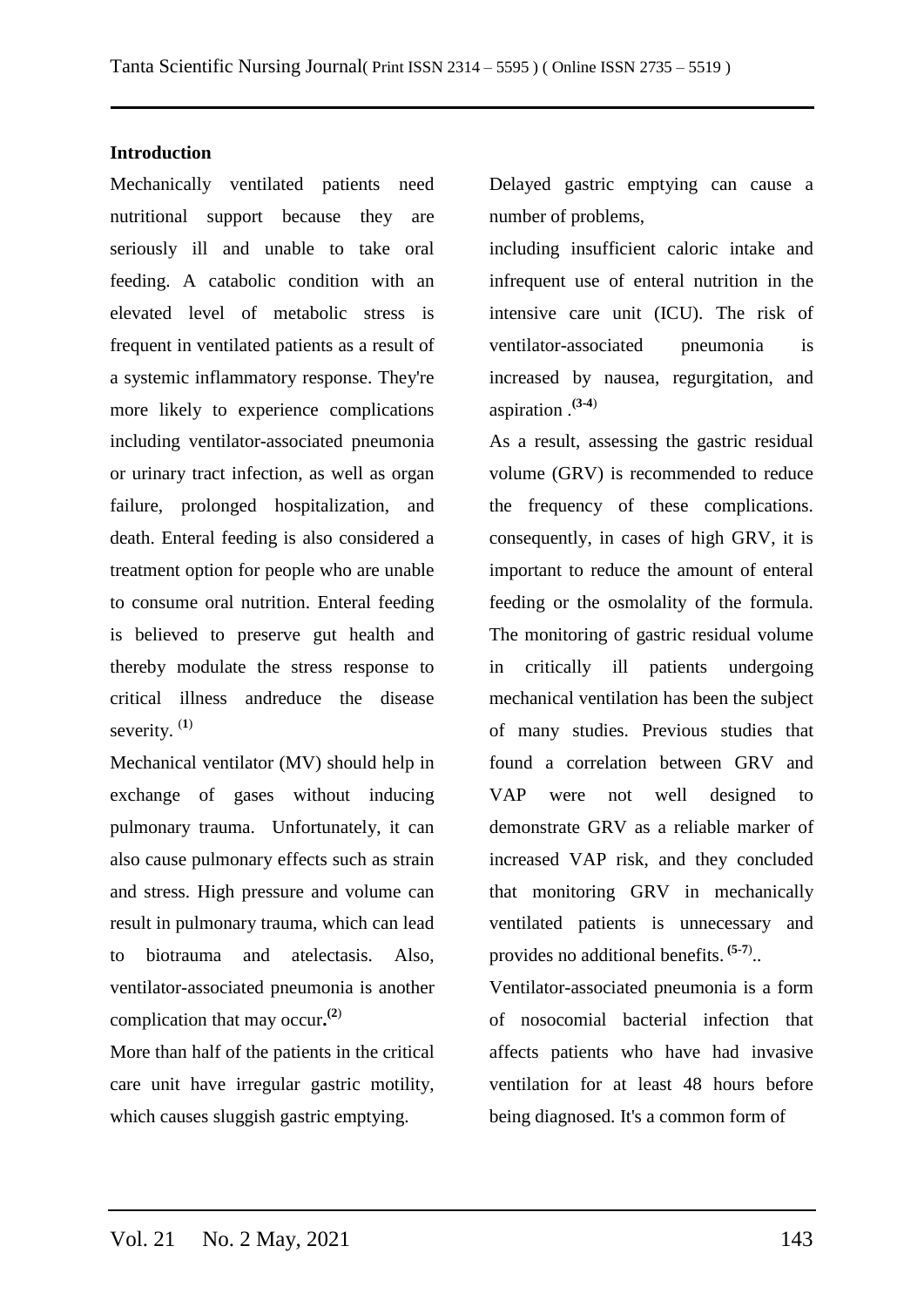## Introduction

Mechanically ventilated patients need nutritional support because they are seriously ill and unable to take oral feeding. A catabolic condition with an elevated level of metabolic stress is frequent in ventilated patients as a result of a systemic inflammatory response. They're more likely to experience complications including ventilator-associated pneumonia or urinary tract infection, as well as organ failure, prolonged hospitalization, and death. Enteral feeding is also considered a treatment option for people who are unable to consume oral nutrition. Enteral feeding is believed to preserve gut health and thereby modulate the stress response to critical illness andreduce the disease severity. [1]

Mechanical ventilator (MV) should help in exchange of gases without inducing pulmonary trauma. Unfortunately, it can also cause pulmonary effects such as strain and stress. High pressure and volume can result in pulmonary trauma, which can lead to biotrauma and atelectasis. Also, ventilator-associated pneumonia is another complication that may occur.[2]

More than half of the patients in the critical care unit have irregular gastric motility, which causes sluggish gastric emptying. Delayed gastric emptying can cause a number of problems,

including insufficient caloric intake and infrequent use of enteral nutrition in the intensive care unit (ICU). The risk of ventilator-associated pneumonia is increased by nausea, regurgitation, and aspiration .[3-4]

As a result, assessing the gastric residual volume (GRV) is recommended to reduce the frequency of these complications. consequently, in cases of high GRV, it is important to reduce the amount of enteral feeding or the osmolality of the formula. The monitoring of gastric residual volume in critically ill patients undergoing mechanical ventilation has been the subject of many studies. Previous studies that found a correlation between GRV and VAP were not well designed to demonstrate GRV as a reliable marker of increased VAP risk, and they concluded that monitoring GRV in mechanically ventilated patients is unnecessary and provides no additional benefits. [5-7]..

Ventilator-associated pneumonia is a form of nosocomial bacterial infection that affects patients who have had invasive ventilation for at least 48 hours before being diagnosed. It's a common form of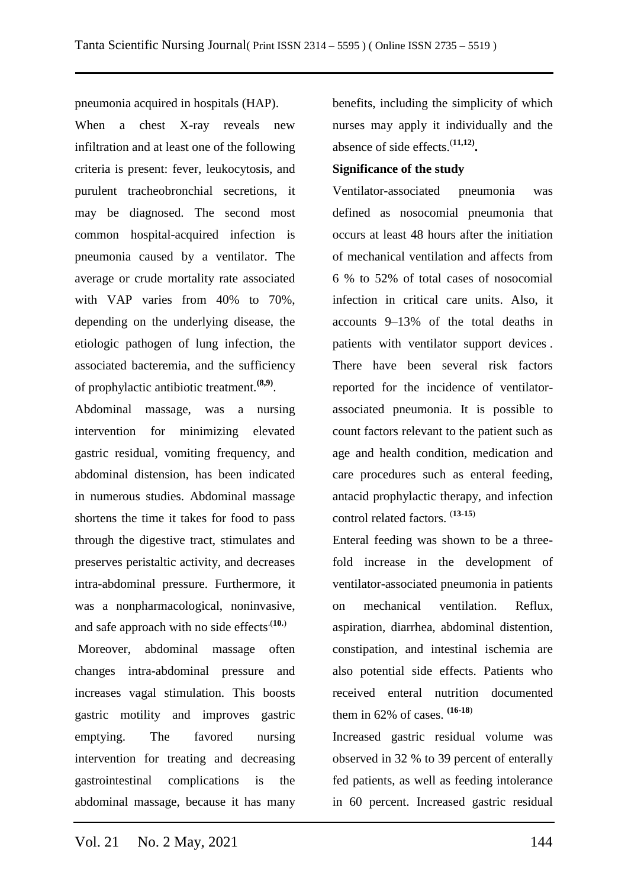pneumonia acquired in hospitals (HAP). When a chest X-ray reveals new infiltration and at least one of the following criteria is present: fever, leukocytosis, and purulent tracheobronchial secretions, it may be diagnosed. The second most common hospital-acquired infection is pneumonia caused by a ventilator. The average or crude mortality rate associated with VAP varies from 40% to 70%, depending on the underlying disease, the etiologic pathogen of lung infection, the associated bacteremia, and the sufficiency of prophylactic antibiotic treatment.[8,9].

Abdominal massage, was a nursing intervention for minimizing elevated gastric residual, vomiting frequency, and abdominal distension, has been indicated in numerous studies. Abdominal massage shortens the time it takes for food to pass through the digestive tract, stimulates and preserves peristaltic activity, and decreases intra-abdominal pressure. Furthermore, it was a nonpharmacological, noninvasive, and safe approach with no side effects.[10.]

Moreover, abdominal massage often changes intra-abdominal pressure and increases vagal stimulation. This boosts gastric motility and improves gastric emptying. The favored nursing intervention for treating and decreasing gastrointestinal complications is the abdominal massage, because it has many benefits, including the simplicity of which nurses may apply it individually and the absence of side effects.[11,12].

**Significance of the study**

Ventilator-associated pneumonia was defined as nosocomial pneumonia that occurs at least 48 hours after the initiation of mechanical ventilation and affects from 6 % to 52% of total cases of nosocomial infection in critical care units. Also, it accounts 9–13% of the total deaths in patients with ventilator support devices . There have been several risk factors reported for the incidence of ventilator-associated pneumonia. It is possible to count factors relevant to the patient such as age and health condition, medication and care procedures such as enteral feeding, antacid prophylactic therapy, and infection control related factors. [13-15]

Enteral feeding was shown to be a three-fold increase in the development of ventilator-associated pneumonia in patients on mechanical ventilation. Reflux, aspiration, diarrhea, abdominal distention, constipation, and intestinal ischemia are also potential side effects. Patients who received enteral nutrition documented them in 62% of cases. [16-18]

Increased gastric residual volume was observed in 32 % to 39 percent of enterally fed patients, as well as feeding intolerance in 60 percent. Increased gastric residual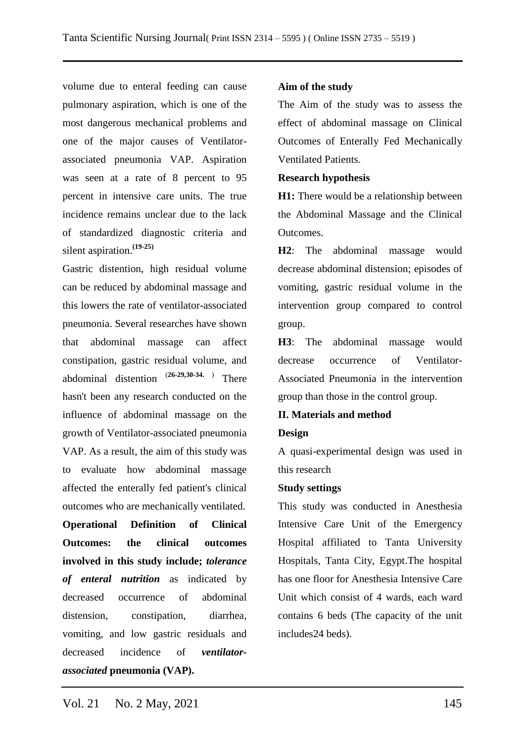volume due to enteral feeding can cause pulmonary aspiration, which is one of the most dangerous mechanical problems and one of the major causes of Ventilator-associated pneumonia VAP. Aspiration was seen at a rate of 8 percent to 95 percent in intensive care units. The true incidence remains unclear due to the lack of standardized diagnostic criteria and silent aspiration.[(19-25)]

Gastric distention, high residual volume can be reduced by abdominal massage and this lowers the rate of ventilator-associated pneumonia. Several researches have shown that abdominal massage can affect constipation, gastric residual volume, and abdominal distention [(26-29,30-34.)] There hasn't been any research conducted on the influence of abdominal massage on the growth of Ventilator-associated pneumonia VAP. As a result, the aim of this study was to evaluate how abdominal massage affected the enterally fed patient's clinical outcomes who are mechanically ventilated.

**Operational Definition of Clinical Outcomes: the clinical outcomes involved in this study include; *tolerance of enteral nutrition*** as indicated by decreased occurrence of abdominal distension, constipation, diarrhea, vomiting, and low gastric residuals and decreased incidence of ***ventilator-associated* pneumonia (VAP).**

**Aim of the study**

The Aim of the study was to assess the effect of abdominal massage on Clinical Outcomes of Enterally Fed Mechanically Ventilated Patients.

**Research hypothesis**

**H1:** There would be a relationship between the Abdominal Massage and the Clinical Outcomes.

**H2**: The abdominal massage would decrease abdominal distension; episodes of vomiting, gastric residual volume in the intervention group compared to control group.

**H3**: The abdominal massage would decrease occurrence of Ventilator-Associated Pneumonia in the intervention group than those in the control group.

## II. Materials and method

**Design**

A quasi-experimental design was used in this research

**Study settings**

This study was conducted in Anesthesia Intensive Care Unit of the Emergency Hospital affiliated to Tanta University Hospitals, Tanta City, Egypt.The hospital has one floor for Anesthesia Intensive Care Unit which consist of 4 wards, each ward contains 6 beds (The capacity of the unit includes24 beds).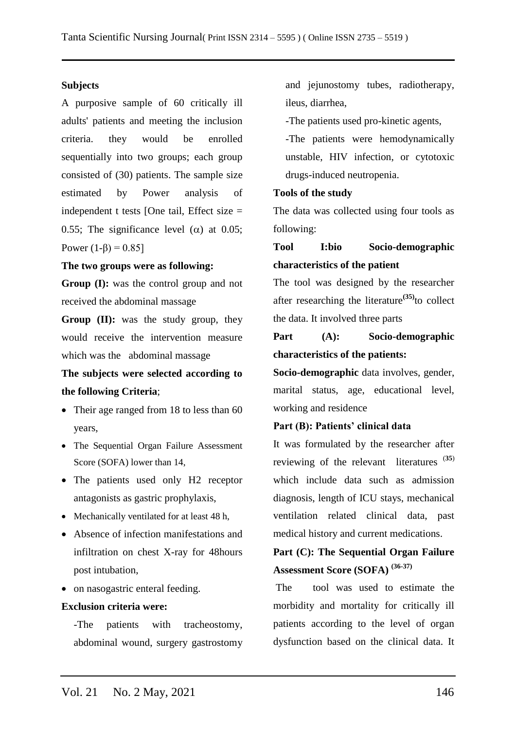**Subjects**

A purposive sample of 60 critically ill adults' patients and meeting the inclusion criteria. they would be enrolled sequentially into two groups; each group consisted of (30) patients. The sample size estimated by Power analysis of independent t tests [One tail, Effect size = 0.55; The significance level ($\alpha$) at 0.05; Power ($1-\beta$) = 0.85]

**The two groups were as following:**

**Group (I):** was the control group and not received the abdominal massage

**Group (II):** was the study group, they would receive the intervention measure which was the abdominal massage

**The subjects were selected according to the following Criteria**;

- Their age ranged from 18 to less than 60 years,
- The Sequential Organ Failure Assessment Score (SOFA) lower than 14,
- The patients used only H2 receptor antagonists as gastric prophylaxis,
- Mechanically ventilated for at least 48 h,
- Absence of infection manifestations and infiltration on chest X-ray for 48hours post intubation,
- on nasogastric enteral feeding.

**Exclusion criteria were:**

-The patients with tracheostomy, abdominal wound, surgery gastrostomy and jejunostomy tubes, radiotherapy, ileus, diarrhea,

-The patients used pro-kinetic agents,

-The patients were hemodynamically unstable, HIV infection, or cytotoxic drugs-induced neutropenia.

**Tools of the study**

The data was collected using four tools as following:

**Tool I:bio Socio-demographic characteristics of the patient**

The tool was designed by the researcher after researching the literature[35]to collect the data. It involved three parts

**Part (A): Socio-demographic characteristics of the patients:**

**Socio-demographic** data involves, gender, marital status, age, educational level, working and residence

**Part (B): Patients' clinical data**

It was formulated by the researcher after reviewing of the relevant literatures [35] which include data such as admission diagnosis, length of ICU stays, mechanical ventilation related clinical data, past medical history and current medications.

**Part (C): The Sequential Organ Failure Assessment Score (SOFA) [36-37]**

The tool was used to estimate the morbidity and mortality for critically ill patients according to the level of organ dysfunction based on the clinical data. It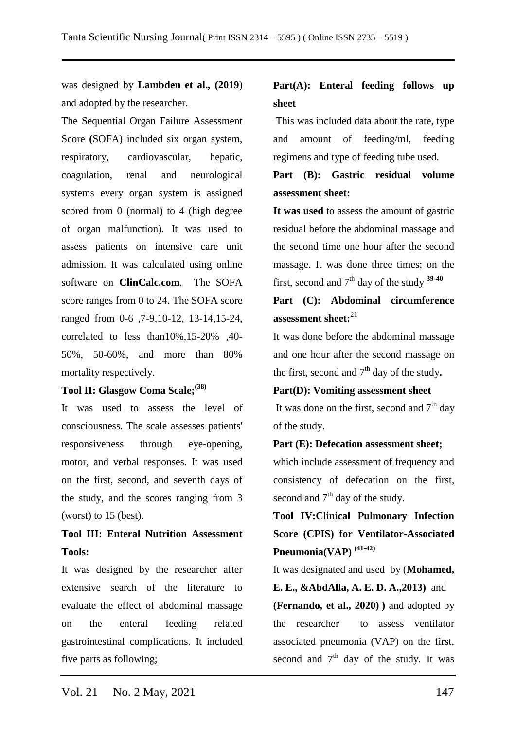was designed by **Lambden et al., (2019**) and adopted by the researcher.

The Sequential Organ Failure Assessment Score **(**SOFA) included six organ system, respiratory, cardiovascular, hepatic, coagulation, renal and neurological systems every organ system is assigned scored from 0 (normal) to 4 (high degree of organ malfunction). It was used to assess patients on intensive care unit admission. It was calculated using online software on **ClinCalc.com**. The SOFA score ranges from 0 to 24. The SOFA score ranged from 0-6 ,7-9,10-12, 13-14,15-24, correlated to less than10%,15-20% ,40-50%, 50-60%, and more than 80% mortality respectively.

**Tool II: Glasgow Coma Scale;[(38)]**

It was used to assess the level of consciousness. The scale assesses patients' responsiveness through eye-opening, motor, and verbal responses. It was used on the first, second, and seventh days of the study, and the scores ranging from 3 (worst) to 15 (best).

**Tool III: Enteral Nutrition Assessment Tools:**

It was designed by the researcher after extensive search of the literature to evaluate the effect of abdominal massage on the enteral feeding related gastrointestinal complications. It included five parts as following;

**Part(A): Enteral feeding follows up sheet**

This was included data about the rate, type and amount of feeding/ml, feeding regimens and type of feeding tube used.

**Part (B): Gastric residual volume assessment sheet:**

**It was used** to assess the amount of gastric residual before the abdominal massage and the second time one hour after the second massage. It was done three times; on the first, second and $7^{th}$ day of the study [39-40]

**Part (C): Abdominal circumference assessment sheet:**[21]

It was done before the abdominal massage and one hour after the second massage on the first, second and $7^{th}$ day of the study**.**

**Part(D): Vomiting assessment sheet**

It was done on the first, second and $7^{th}$ day of the study.

**Part (E): Defecation assessment sheet;** which include assessment of frequency and consistency of defecation on the first, second and $7^{th}$ day of the study.

**Tool IV:Clinical Pulmonary Infection Score (CPIS) for Ventilator-Associated Pneumonia(VAP) [(41-42)]**

It was designated and used by (**Mohamed, E. E., &AbdAlla, A. E. D. A.,2013)** and **(Fernando, et al., 2020) )** and adopted by the researcher to assess ventilator associated pneumonia (VAP) on the first, second and $7^{th}$ day of the study. It was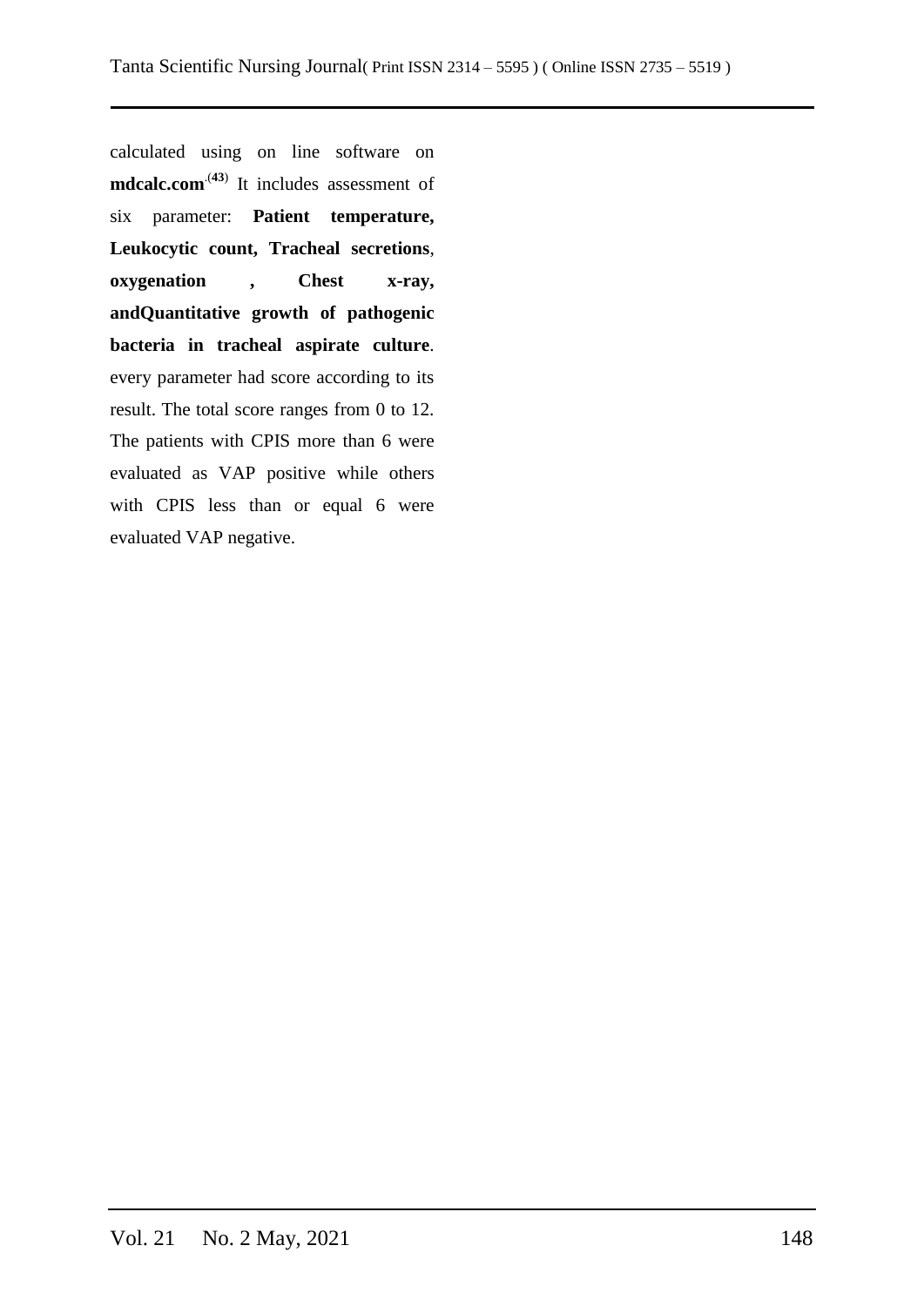calculated using on line software on **mdcalc.com**.[43] It includes assessment of six parameter: **Patient temperature, Leukocytic count, Tracheal secretions**, **oxygenation , Chest x-ray, andQuantitative growth of pathogenic bacteria in tracheal aspirate culture**. every parameter had score according to its result. The total score ranges from 0 to 12. The patients with CPIS more than 6 were evaluated as VAP positive while others with CPIS less than or equal 6 were evaluated VAP negative.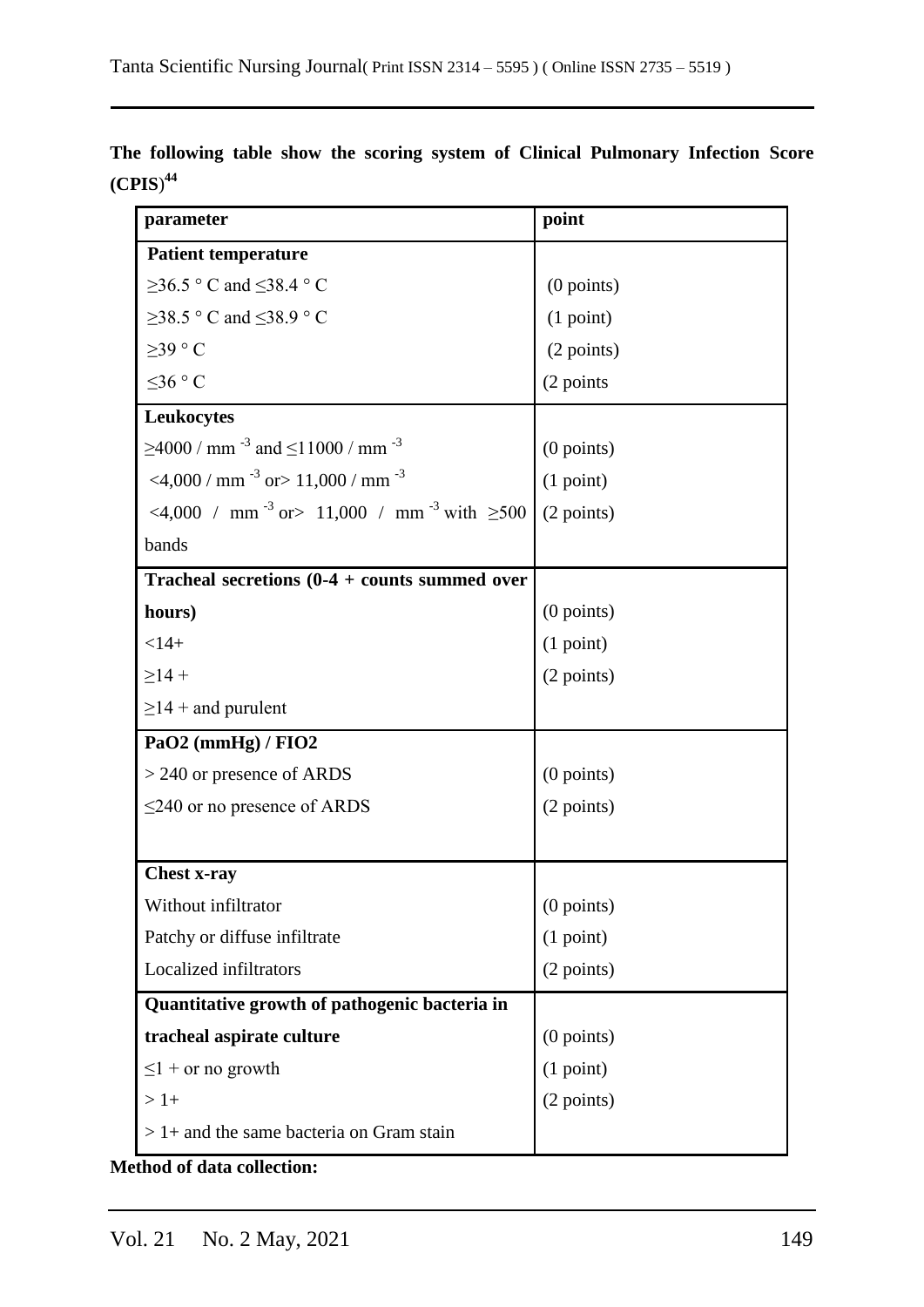**The following table show the scoring system of Clinical Pulmonary Infection Score (CPIS)[44]**

| parameter | point |
|---|---|
| **Patient temperature** | |
| ≥36.5 ° C and ≤38.4 ° C | (0 points) |
| ≥38.5 ° C and ≤38.9 ° C | (1 point) |
| ≥39 ° C | (2 points) |
| ≤36 ° C | (2 points |
| **Leukocytes** | |
| ≥4000 / $mm^{-3}$ and ≤11000 / $mm^{-3}$ | (0 points) |
| <4,000 / $mm^{-3}$ or> 11,000 / $mm^{-3}$ | (1 point) |
| <4,000 / $mm^{-3}$ or> 11,000 / $mm^{-3}$ with ≥500 bands | (2 points) |
| **Tracheal secretions (0-4 + counts summed over hours)** | |
| <14+ | (0 points) |
| ≥14 + | (1 point) |
| ≥14 + and purulent | (2 points) |
| **PaO2 (mmHg) / FIO2** | |
| > 240 or presence of ARDS | (0 points) |
| ≤240 or no presence of ARDS | (2 points) |
| **Chest x-ray** | |
| Without infiltrator | (0 points) |
| Patchy or diffuse infiltrate | (1 point) |
| Localized infiltrators | (2 points) |
| **Quantitative growth of pathogenic bacteria in tracheal aspirate culture** | |
| ≤1 + or no growth | (0 points) |
| > 1+ | (1 point) |
| > 1+ and the same bacteria on Gram stain | (2 points) |

**Method of data collection:**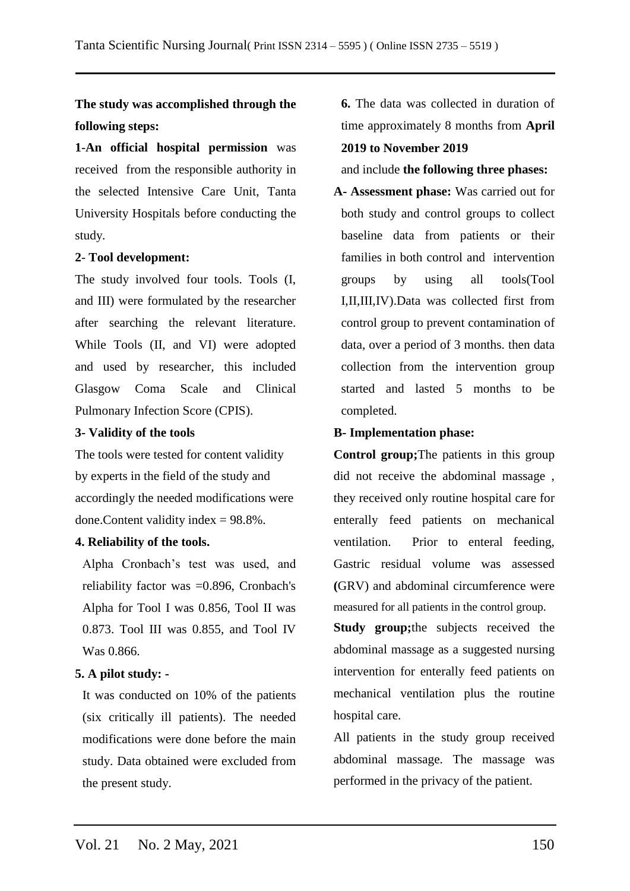**The study was accomplished through the following steps:**

**1-An official hospital permission** was received from the responsible authority in the selected Intensive Care Unit, Tanta University Hospitals before conducting the study.

**2- Tool development:**

The study involved four tools. Tools (I, and III) were formulated by the researcher after searching the relevant literature. While Tools (II, and VI) were adopted and used by researcher, this included Glasgow Coma Scale and Clinical Pulmonary Infection Score (CPIS).

**3- Validity of the tools**

The tools were tested for content validity by experts in the field of the study and accordingly the needed modifications were done.Content validity index = 98.8%.

**4. Reliability of the tools.**

Alpha Cronbach's test was used, and reliability factor was =0.896, Cronbach's Alpha for Tool I was 0.856, Tool II was 0.873. Tool III was 0.855, and Tool IV Was 0.866.

**5. A pilot study: -**

It was conducted on 10% of the patients (six critically ill patients). The needed modifications were done before the main study. Data obtained were excluded from the present study.

**6.** The data was collected in duration of time approximately 8 months from **April 2019 to November 2019**

and include **the following three phases:**

**A- Assessment phase:** Was carried out for both study and control groups to collect baseline data from patients or their families in both control and intervention groups by using all tools(Tool I,II,III,IV).Data was collected first from control group to prevent contamination of data, over a period of 3 months. then data collection from the intervention group started and lasted 5 months to be completed.

**B- Implementation phase:**

**Control group;**The patients in this group did not receive the abdominal massage , they received only routine hospital care for enterally feed patients on mechanical ventilation. Prior to enteral feeding, Gastric residual volume was assessed **(**GRV) and abdominal circumference were measured for all patients in the control group.

**Study group;**the subjects received the abdominal massage as a suggested nursing intervention for enterally feed patients on mechanical ventilation plus the routine hospital care.

All patients in the study group received abdominal massage. The massage was performed in the privacy of the patient.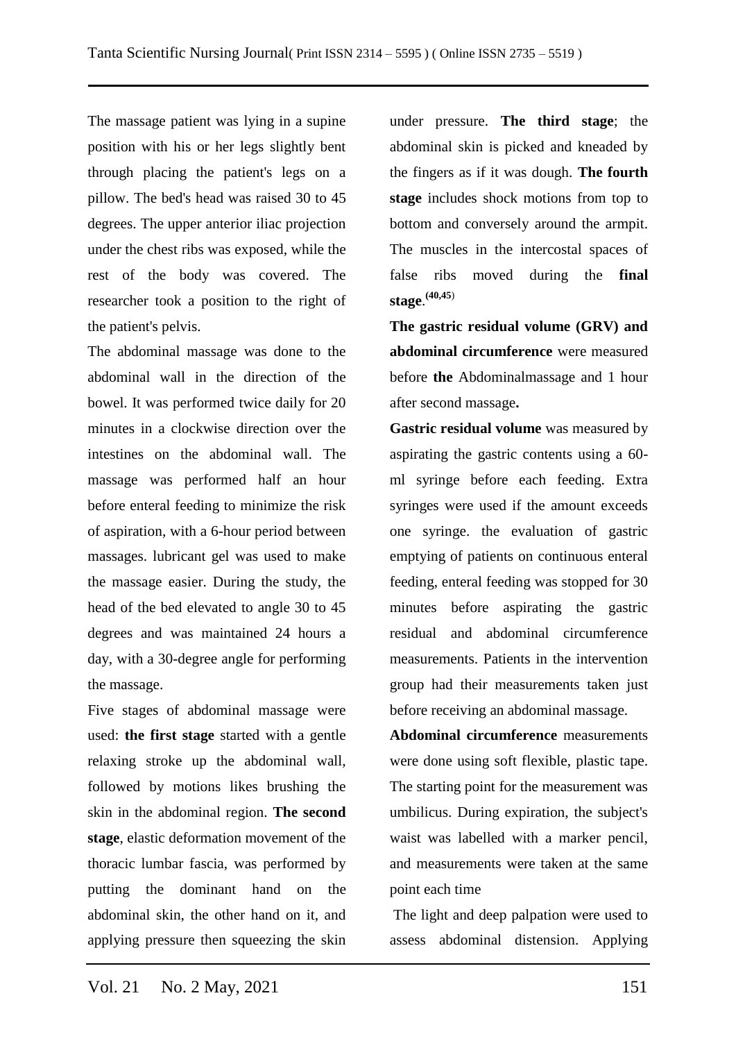The massage patient was lying in a supine position with his or her legs slightly bent through placing the patient's legs on a pillow. The bed's head was raised 30 to 45 degrees. The upper anterior iliac projection under the chest ribs was exposed, while the rest of the body was covered. The researcher took a position to the right of the patient's pelvis.

The abdominal massage was done to the abdominal wall in the direction of the bowel. It was performed twice daily for 20 minutes in a clockwise direction over the intestines on the abdominal wall. The massage was performed half an hour before enteral feeding to minimize the risk of aspiration, with a 6-hour period between massages. lubricant gel was used to make the massage easier. During the study, the head of the bed elevated to angle 30 to 45 degrees and was maintained 24 hours a day, with a 30-degree angle for performing the massage.

Five stages of abdominal massage were used: **the first stage** started with a gentle relaxing stroke up the abdominal wall, followed by motions likes brushing the skin in the abdominal region. **The second stage**, elastic deformation movement of the thoracic lumbar fascia, was performed by putting the dominant hand on the abdominal skin, the other hand on it, and applying pressure then squeezing the skin under pressure. **The third stage**; the abdominal skin is picked and kneaded by the fingers as if it was dough. **The fourth stage** includes shock motions from top to bottom and conversely around the armpit. The muscles in the intercostal spaces of false ribs moved during the **final stage**.[40,45]

**The gastric residual volume (GRV) and abdominal circumference** were measured before **the** Abdominalmassage and 1 hour after second massage**.**

**Gastric residual volume** was measured by aspirating the gastric contents using a 60-ml syringe before each feeding. Extra syringes were used if the amount exceeds one syringe. the evaluation of gastric emptying of patients on continuous enteral feeding, enteral feeding was stopped for 30 minutes before aspirating the gastric residual and abdominal circumference measurements. Patients in the intervention group had their measurements taken just before receiving an abdominal massage.

**Abdominal circumference** measurements were done using soft flexible, plastic tape. The starting point for the measurement was umbilicus. During expiration, the subject's waist was labelled with a marker pencil, and measurements were taken at the same point each time

The light and deep palpation were used to assess abdominal distension. Applying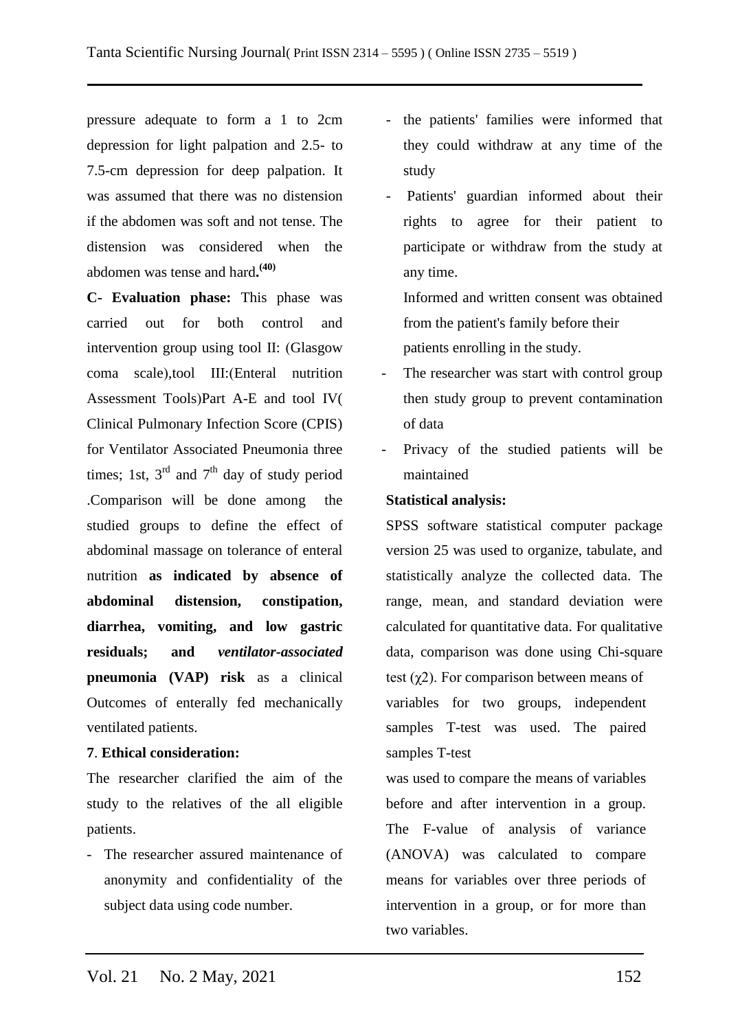pressure adequate to form a 1 to 2cm depression for light palpation and 2.5- to 7.5-cm depression for deep palpation. It was assumed that there was no distension if the abdomen was soft and not tense. The distension was considered when the abdomen was tense and hard**.**[(40)]

**C- Evaluation phase:** This phase was carried out for both control and intervention group using tool II: (Glasgow coma scale),tool III:(Enteral nutrition Assessment Tools)Part A-E and tool IV( Clinical Pulmonary Infection Score (CPIS) for Ventilator Associated Pneumonia three times; 1st, 3rd and 7th day of study period .Comparison will be done among the studied groups to define the effect of abdominal massage on tolerance of enteral nutrition **as indicated by absence of abdominal distension, constipation, diarrhea, vomiting, and low gastric residuals; and *ventilator-associated* pneumonia (VAP) risk** as a clinical Outcomes of enterally fed mechanically ventilated patients.

**7**. **Ethical consideration:**

The researcher clarified the aim of the study to the relatives of the all eligible patients.

- The researcher assured maintenance of anonymity and confidentiality of the subject data using code number.
- the patients' families were informed that they could withdraw at any time of the study
- Patients' guardian informed about their rights to agree for their patient to participate or withdraw from the study at any time.

  Informed and written consent was obtained from the patient's family before their patients enrolling in the study.
- The researcher was start with control group then study group to prevent contamination of data
- Privacy of the studied patients will be maintained

**Statistical analysis:**

SPSS software statistical computer package version 25 was used to organize, tabulate, and statistically analyze the collected data. The range, mean, and standard deviation were calculated for quantitative data. For qualitative data, comparison was done using Chi-square test ($\chi 2$). For comparison between means of variables for two groups, independent samples T-test was used. The paired samples T-test was used to compare the means of variables before and after intervention in a group. The F-value of analysis of variance (ANOVA) was calculated to compare means for variables over three periods of intervention in a group, or for more than two variables.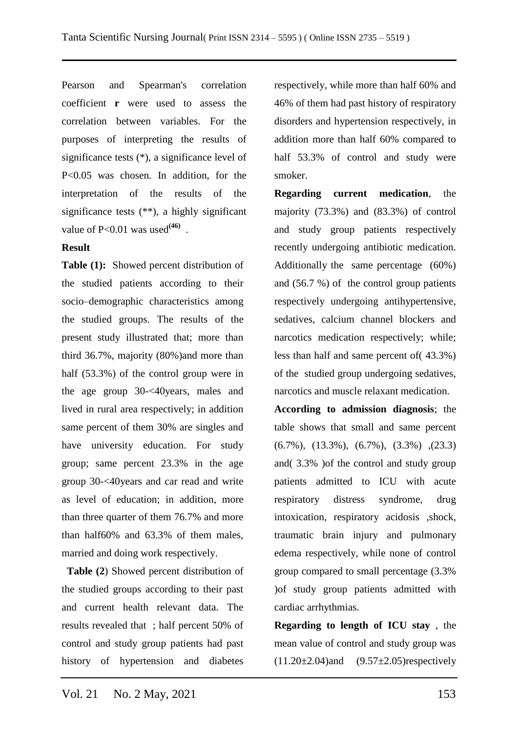Pearson and Spearman's correlation coefficient **r** were used to assess the correlation between variables. For the purposes of interpreting the results of significance tests (*), a significance level of $P<0.05$ was chosen. In addition, for the interpretation of the results of the significance tests (**), a highly significant value of $P<0.01$ was used[46] .

**Result**

**Table (1):** Showed percent distribution of the studied patients according to their socio–demographic characteristics among the studied groups. The results of the present study illustrated that; more than third 36.7%, majority (80%)and more than half (53.3%) of the control group were in the age group 30-<40years, males and lived in rural area respectively; in addition same percent of them 30% are singles and have university education. For study group; same percent 23.3% in the age group 30-<40years and car read and write as level of education; in addition, more than three quarter of them 76.7% and more than half60% and 63.3% of them males, married and doing work respectively.

**Table (2**) Showed percent distribution of the studied groups according to their past and current health relevant data. The results revealed that ; half percent 50% of control and study group patients had past history of hypertension and diabetes respectively, while more than half 60% and 46% of them had past history of respiratory disorders and hypertension respectively, in addition more than half 60% compared to half 53.3% of control and study were smoker.

**Regarding current medication**, the majority (73.3%) and (83.3%) of control and study group patients respectively recently undergoing antibiotic medication. Additionally the same percentage (60%) and (56.7 %) of the control group patients respectively undergoing antihypertensive, sedatives, calcium channel blockers and narcotics medication respectively; while; less than half and same percent of( 43.3%) of the studied group undergoing sedatives, narcotics and muscle relaxant medication.

**According to admission diagnosis**; the table shows that small and same percent (6.7%), (13.3%), (6.7%), (3.3%) ,(23.3) and( 3.3% )of the control and study group patients admitted to ICU with acute respiratory distress syndrome, drug intoxication, respiratory acidosis ,shock, traumatic brain injury and pulmonary edema respectively, while none of control group compared to small percentage (3.3% )of study group patients admitted with cardiac arrhythmias.

**Regarding to length of ICU stay** , the mean value of control and study group was (11.20±2.04)and (9.57±2.05)respectively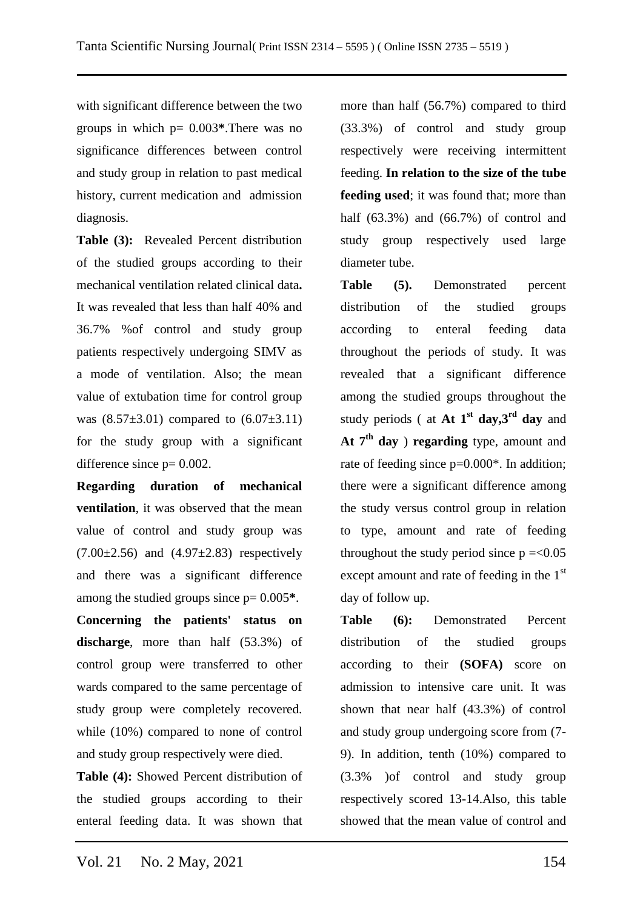with significant difference between the two groups in which p= 0.003**\***.There was no significance differences between control and study group in relation to past medical history, current medication and admission diagnosis.

**Table (3):** Revealed Percent distribution of the studied groups according to their mechanical ventilation related clinical data**.** It was revealed that less than half 40% and 36.7% %of control and study group patients respectively undergoing SIMV as a mode of ventilation. Also; the mean value of extubation time for control group was (8.57±3.01) compared to (6.07±3.11) for the study group with a significant difference since p= 0.002.

**Regarding duration of mechanical ventilation**, it was observed that the mean value of control and study group was (7.00±2.56) and (4.97±2.83) respectively and there was a significant difference among the studied groups since p= 0.005**\***.

**Concerning the patients' status on discharge**, more than half (53.3%) of control group were transferred to other wards compared to the same percentage of study group were completely recovered. while (10%) compared to none of control and study group respectively were died.

**Table (4):** Showed Percent distribution of the studied groups according to their enteral feeding data. It was shown that more than half (56.7%) compared to third (33.3%) of control and study group respectively were receiving intermittent feeding. **In relation to the size of the tube feeding used**; it was found that; more than half (63.3%) and (66.7%) of control and study group respectively used large diameter tube.

**Table (5).** Demonstrated percent distribution of the studied groups according to enteral feeding data throughout the periods of study. It was revealed that a significant difference among the studied groups throughout the study periods ( at **At 1st day,3rd day** and **At 7th day** ) **regarding** type, amount and rate of feeding since p=0.000\*. In addition; there were a significant difference among the study versus control group in relation to type, amount and rate of feeding throughout the study period since p =<0.05 except amount and rate of feeding in the 1st day of follow up.

**Table (6):** Demonstrated Percent distribution of the studied groups according to their **(SOFA)** score on admission to intensive care unit. It was shown that near half (43.3%) of control and study group undergoing score from (7-9). In addition, tenth (10%) compared to (3.3% )of control and study group respectively scored 13-14.Also, this table showed that the mean value of control and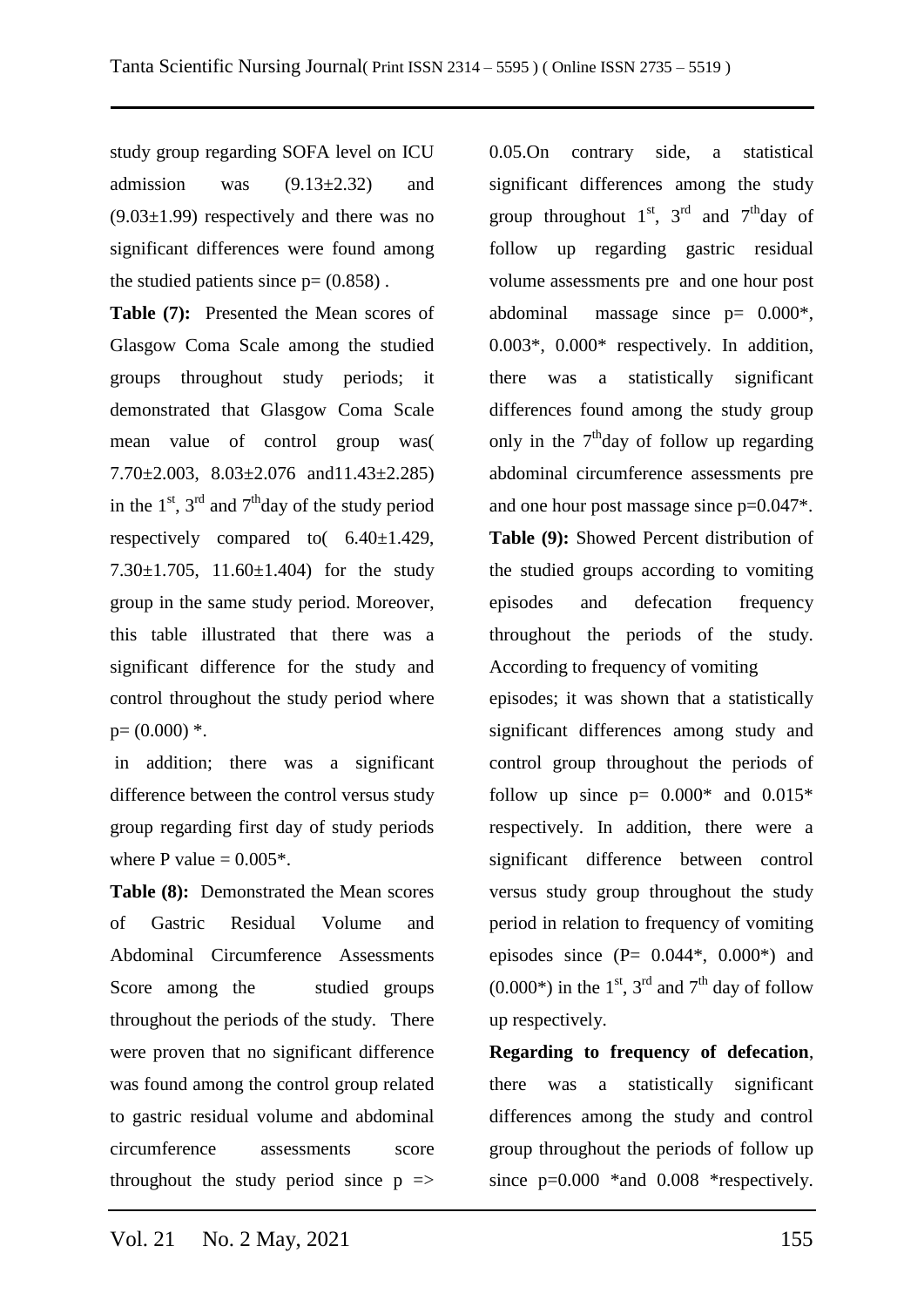study group regarding SOFA level on ICU admission was (9.13±2.32) and (9.03±1.99) respectively and there was no significant differences were found among the studied patients since p= (0.858) .

**Table (7):** Presented the Mean scores of Glasgow Coma Scale among the studied groups throughout study periods; it demonstrated that Glasgow Coma Scale mean value of control group was( 7.70±2.003, 8.03±2.076 and11.43±2.285) in the $1^{st}$, $3^{rd}$ and $7^{th}$day of the study period respectively compared to( 6.40±1.429, 7.30±1.705, 11.60±1.404) for the study group in the same study period. Moreover, this table illustrated that there was a significant difference for the study and control throughout the study period where p= (0.000) *.

in addition; there was a significant difference between the control versus study group regarding first day of study periods where P value = 0.005*.

**Table (8):** Demonstrated the Mean scores of Gastric Residual Volume and Abdominal Circumference Assessments Score among the studied groups throughout the periods of the study. There were proven that no significant difference was found among the control group related to gastric residual volume and abdominal circumference assessments score throughout the study period since p => 0.05.On contrary side, a statistical significant differences among the study group throughout $1^{st}$, $3^{rd}$ and $7^{th}$day of follow up regarding gastric residual volume assessments pre and one hour post abdominal massage since p= 0.000*, 0.003*, 0.000* respectively. In addition, there was a statistically significant differences found among the study group only in the $7^{th}$day of follow up regarding abdominal circumference assessments pre and one hour post massage since p=0.047*.

**Table (9):** Showed Percent distribution of the studied groups according to vomiting episodes and defecation frequency throughout the periods of the study. According to frequency of vomiting episodes; it was shown that a statistically significant differences among study and control group throughout the periods of follow up since p= 0.000* and 0.015* respectively. In addition, there were a significant difference between control versus study group throughout the study period in relation to frequency of vomiting episodes since (P= 0.044*, 0.000*) and (0.000*) in the $1^{st}$, $3^{rd}$ and $7^{th}$ day of follow up respectively.

**Regarding to frequency of defecation**, there was a statistically significant differences among the study and control group throughout the periods of follow up since p=0.000 *and 0.008 *respectively.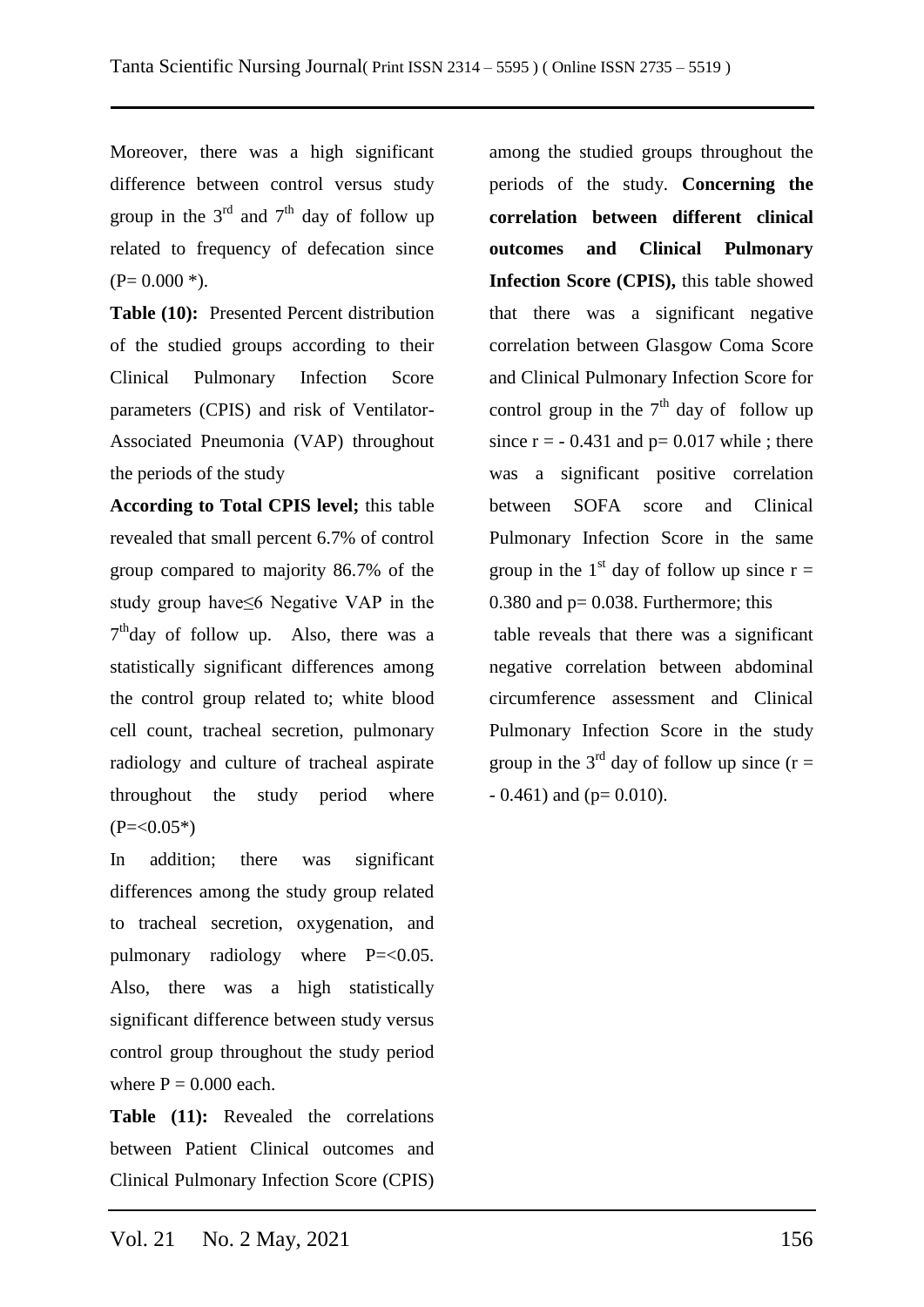Moreover, there was a high significant difference between control versus study group in the 3rd and 7th day of follow up related to frequency of defecation since (P= 0.000 *).

**Table (10):** Presented Percent distribution of the studied groups according to their Clinical Pulmonary Infection Score parameters (CPIS) and risk of Ventilator-Associated Pneumonia (VAP) throughout the periods of the study

**According to Total CPIS level;** this table revealed that small percent 6.7% of control group compared to majority 86.7% of the study group have≤6 Negative VAP in the 7th day of follow up. Also, there was a statistically significant differences among the control group related to; white blood cell count, tracheal secretion, pulmonary radiology and culture of tracheal aspirate throughout the study period where (P=<0.05*)

In addition; there was significant differences among the study group related to tracheal secretion, oxygenation, and pulmonary radiology where P=<0.05. Also, there was a high statistically significant difference between study versus control group throughout the study period where P = 0.000 each.

**Table (11):** Revealed the correlations between Patient Clinical outcomes and Clinical Pulmonary Infection Score (CPIS) among the studied groups throughout the periods of the study. **Concerning the correlation between different clinical outcomes and Clinical Pulmonary Infection Score (CPIS),** this table showed that there was a significant negative correlation between Glasgow Coma Score and Clinical Pulmonary Infection Score for control group in the 7th day of follow up since r = - 0.431 and p= 0.017 while ; there was a significant positive correlation between SOFA score and Clinical Pulmonary Infection Score in the same group in the 1st day of follow up since r = 0.380 and p= 0.038. Furthermore; this table reveals that there was a significant negative correlation between abdominal circumference assessment and Clinical Pulmonary Infection Score in the study group in the 3rd day of follow up since (r = - 0.461) and (p= 0.010).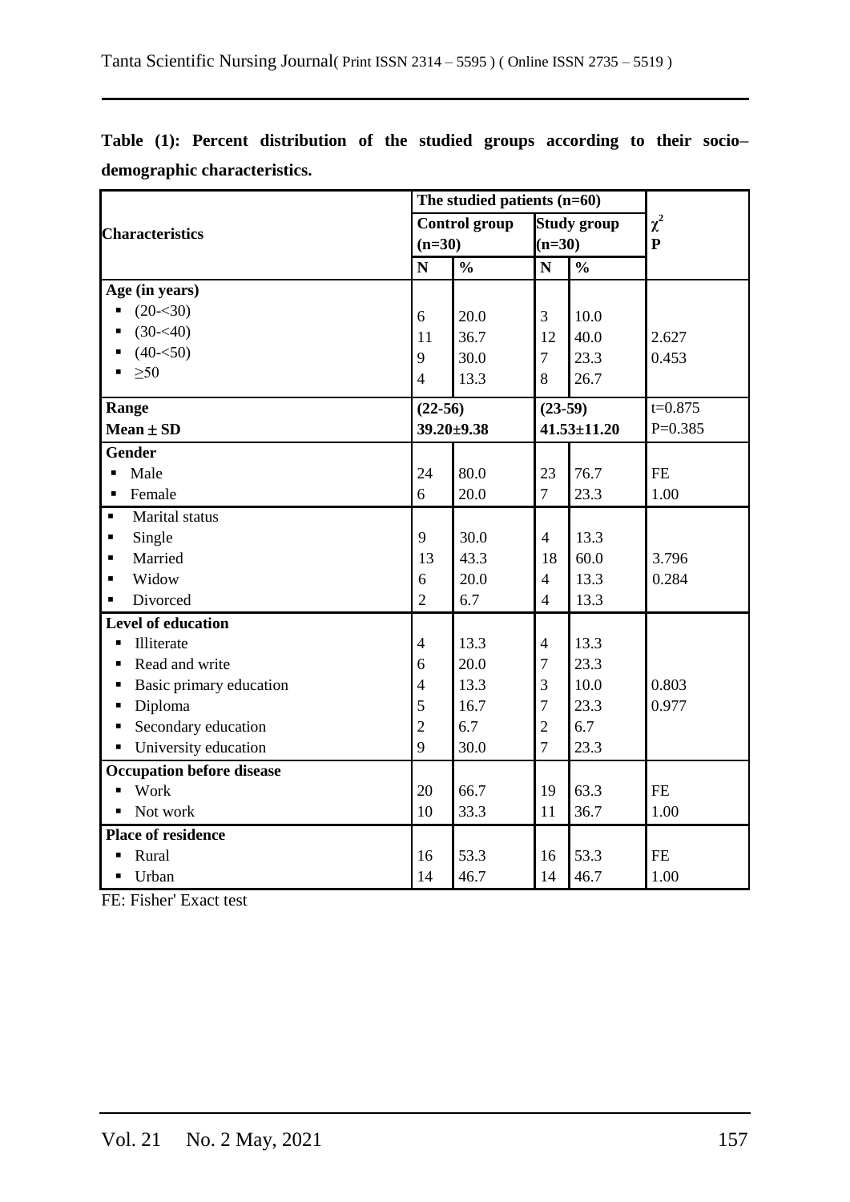**Table (1): Percent distribution of the studied groups according to their socio–demographic characteristics.**

| Characteristics | The studied patients (n=60) | | | | $\chi^2$ P |
|---|---|---|---|---|---|
| | Control group (n=30) | | Study group (n=30) | | |
| | N | % | N | % | |
| **Age (in years)** | | | | | |
| ▪ (20-<30) | 6 | 20.0 | 3 | 10.0 | |
| ▪ (30-<40) | 11 | 36.7 | 12 | 40.0 | 2.627 |
| ▪ (40-<50) | 9 | 30.0 | 7 | 23.3 | 0.453 |
| ▪ ≥50 | 4 | 13.3 | 8 | 26.7 | |
| **Range** | **(22-56)** | | **(23-59)** | | t=0.875 |
| **Mean ± SD** | **39.20±9.38** | | **41.53±11.20** | | P=0.385 |
| **Gender** | | | | | |
| ▪ Male | 24 | 80.0 | 23 | 76.7 | FE |
| ▪ Female | 6 | 20.0 | 7 | 23.3 | 1.00 |
| ▪ Marital status | | | | | |
| ▪ Single | 9 | 30.0 | 4 | 13.3 | |
| ▪ Married | 13 | 43.3 | 18 | 60.0 | 3.796 |
| ▪ Widow | 6 | 20.0 | 4 | 13.3 | 0.284 |
| ▪ Divorced | 2 | 6.7 | 4 | 13.3 | |
| **Level of education** | | | | | |
| ▪ Illiterate | 4 | 13.3 | 4 | 13.3 | |
| ▪ Read and write | 6 | 20.0 | 7 | 23.3 | |
| ▪ Basic primary education | 4 | 13.3 | 3 | 10.0 | 0.803 |
| ▪ Diploma | 5 | 16.7 | 7 | 23.3 | 0.977 |
| ▪ Secondary education | 2 | 6.7 | 2 | 6.7 | |
| ▪ University education | 9 | 30.0 | 7 | 23.3 | |
| **Occupation before disease** | | | | | |
| ▪ Work | 20 | 66.7 | 19 | 63.3 | FE |
| ▪ Not work | 10 | 33.3 | 11 | 36.7 | 1.00 |
| **Place of residence** | | | | | |
| ▪ Rural | 16 | 53.3 | 16 | 53.3 | FE |
| ▪ Urban | 14 | 46.7 | 14 | 46.7 | 1.00 |

FE: Fisher' Exact test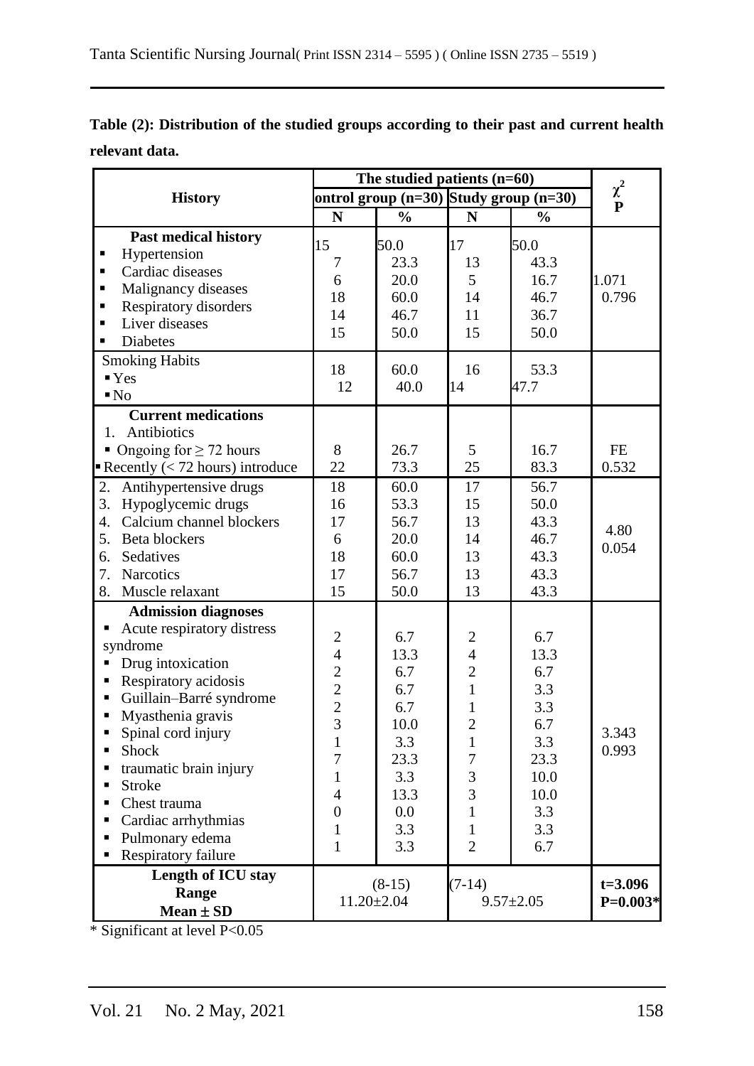**Table (2): Distribution of the studied groups according to their past and current health relevant data.**

| History | The studied patients (n=60) | | | | $\chi^2$ P |
|---|---|---|---|---|---|
| | ontrol group (n=30) | | Study group (n=30) | | |
| | N | % | N | % | |
| **Past medical history** | | | | | |
| ▪ Hypertension | 15 | 50.0 | 17 | 50.0 | 1.071 0.796 |
| ▪ Cardiac diseases | 7 | 23.3 | 13 | 43.3 | |
| ▪ Malignancy diseases | 6 | 20.0 | 5 | 16.7 | |
| ▪ Respiratory disorders | 18 | 60.0 | 14 | 46.7 | |
| ▪ Liver diseases | 14 | 46.7 | 11 | 36.7 | |
| ▪ Diabetes | 15 | 50.0 | 15 | 50.0 | |
| Smoking Habits | | | | | |
| ▪ Yes | 18 | 60.0 | 16 | 53.3 | |
| ▪ No | 12 | 40.0 | 14 | 47.7 | |
| **Current medications** | | | | | |
| 1. Antibiotics | | | | | |
| ▪ Ongoing for ≥ 72 hours | 8 | 26.7 | 5 | 16.7 | FE 0.532 |
| ▪ Recently (< 72 hours) introduce | 22 | 73.3 | 25 | 83.3 | |
| 2. Antihypertensive drugs | 18 | 60.0 | 17 | 56.7 | 4.80 0.054 |
| 3. Hypoglycemic drugs | 16 | 53.3 | 15 | 50.0 | |
| 4. Calcium channel blockers | 17 | 56.7 | 13 | 43.3 | |
| 5. Beta blockers | 6 | 20.0 | 14 | 46.7 | |
| 6. Sedatives | 18 | 60.0 | 13 | 43.3 | |
| 7. Narcotics | 17 | 56.7 | 13 | 43.3 | |
| 8. Muscle relaxant | 15 | 50.0 | 13 | 43.3 | |
| **Admission diagnoses** | | | | | |
| ▪ Acute respiratory distress syndrome | 2 | 6.7 | 2 | 6.7 | 3.343 0.993 |
| ▪ Drug intoxication | 4 | 13.3 | 4 | 13.3 | |
| ▪ Respiratory acidosis | 2 | 6.7 | 2 | 6.7 | |
| ▪ Guillain–Barré syndrome | 2 | 6.7 | 1 | 3.3 | |
| ▪ Myasthenia gravis | 2 | 6.7 | 1 | 3.3 | |
| ▪ Spinal cord injury | 3 | 10.0 | 2 | 6.7 | |
| ▪ Shock | 1 | 3.3 | 1 | 3.3 | |
| ▪ traumatic brain injury | 7 | 23.3 | 7 | 23.3 | |
| ▪ Stroke | 1 | 3.3 | 3 | 10.0 | |
| ▪ Chest trauma | 4 | 13.3 | 3 | 10.0 | |
| ▪ Cardiac arrhythmias | 0 | 0.0 | 1 | 3.3 | |
| ▪ Pulmonary edema | 1 | 3.3 | 1 | 3.3 | |
| ▪ Respiratory failure | 1 | 3.3 | 2 | 6.7 | |
| **Length of ICU stay** | | | | | |
| **Range** | (8-15) | | (7-14) | | **t=3.096** |
| **Mean ± SD** | 11.20±2.04 | | 9.57±2.05 | | **P=0.003*** |

* Significant at level P<0.05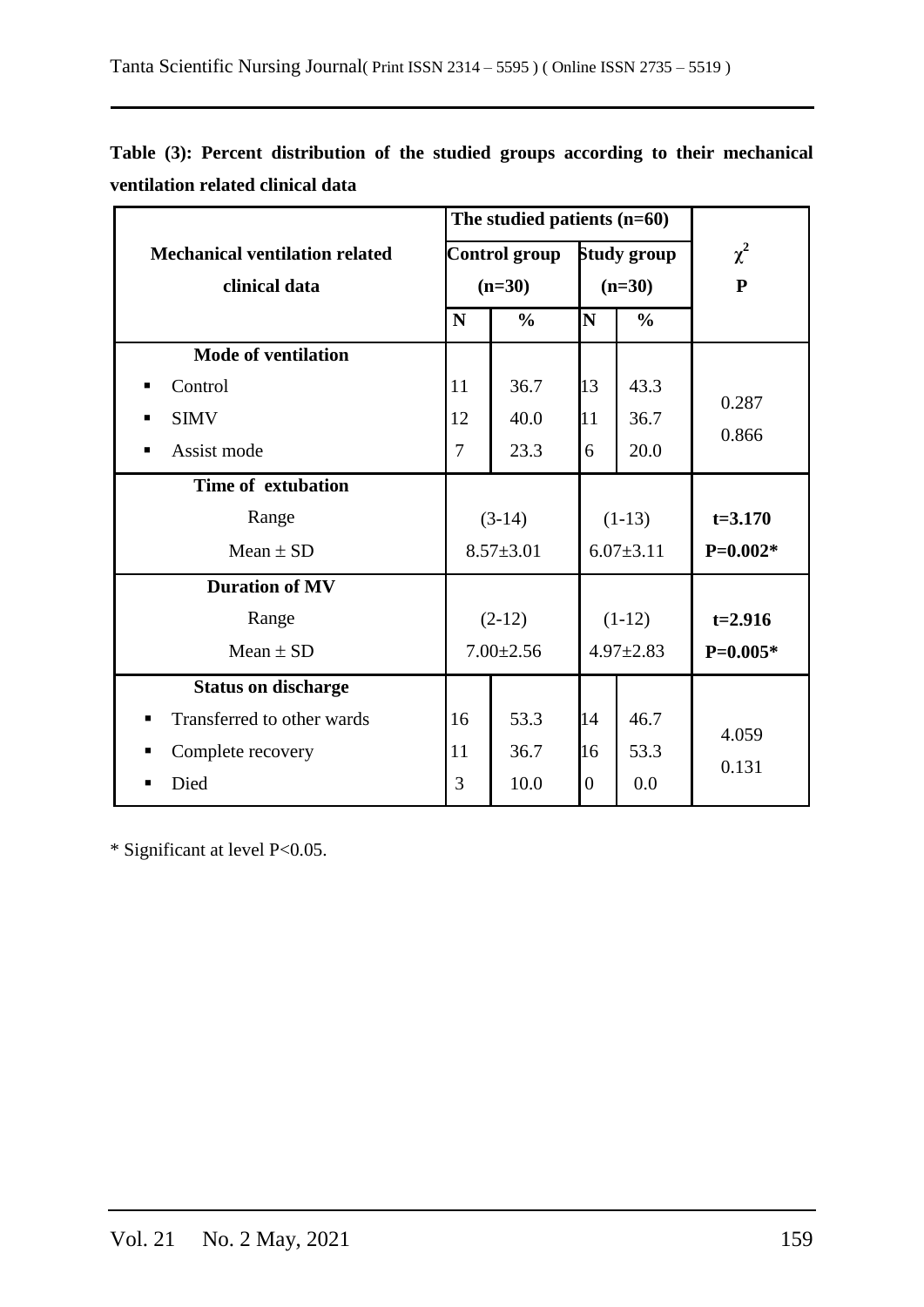**Table (3): Percent distribution of the studied groups according to their mechanical ventilation related clinical data**

| Mechanical ventilation related clinical data | The studied patients (n=60) | | | | $\chi^2$ P |
|---|---|---|---|---|---|
| | Control group (n=30) | | Study group (n=30) | | |
| | N | % | N | % | |
| **Mode of ventilation** | | | | | |
| ▪ Control | 11 | 36.7 | 13 | 43.3 | 0.287 0.866 |
| ▪ SIMV | 12 | 40.0 | 11 | 36.7 | |
| ▪ Assist mode | 7 | 23.3 | 6 | 20.0 | |
| **Time of extubation** | | | | | |
| Range | (3-14) | | (1-13) | | **t=3.170** |
| Mean ± SD | 8.57±3.01 | | 6.07±3.11 | | **P=0.002*** |
| **Duration of MV** | | | | | |
| Range | (2-12) | | (1-12) | | **t=2.916** |
| Mean ± SD | 7.00±2.56 | | 4.97±2.83 | | **P=0.005*** |
| **Status on discharge** | | | | | |
| ▪ Transferred to other wards | 16 | 53.3 | 14 | 46.7 | 4.059 0.131 |
| ▪ Complete recovery | 11 | 36.7 | 16 | 53.3 | |
| ▪ Died | 3 | 10.0 | 0 | 0.0 | |

* Significant at level P<0.05.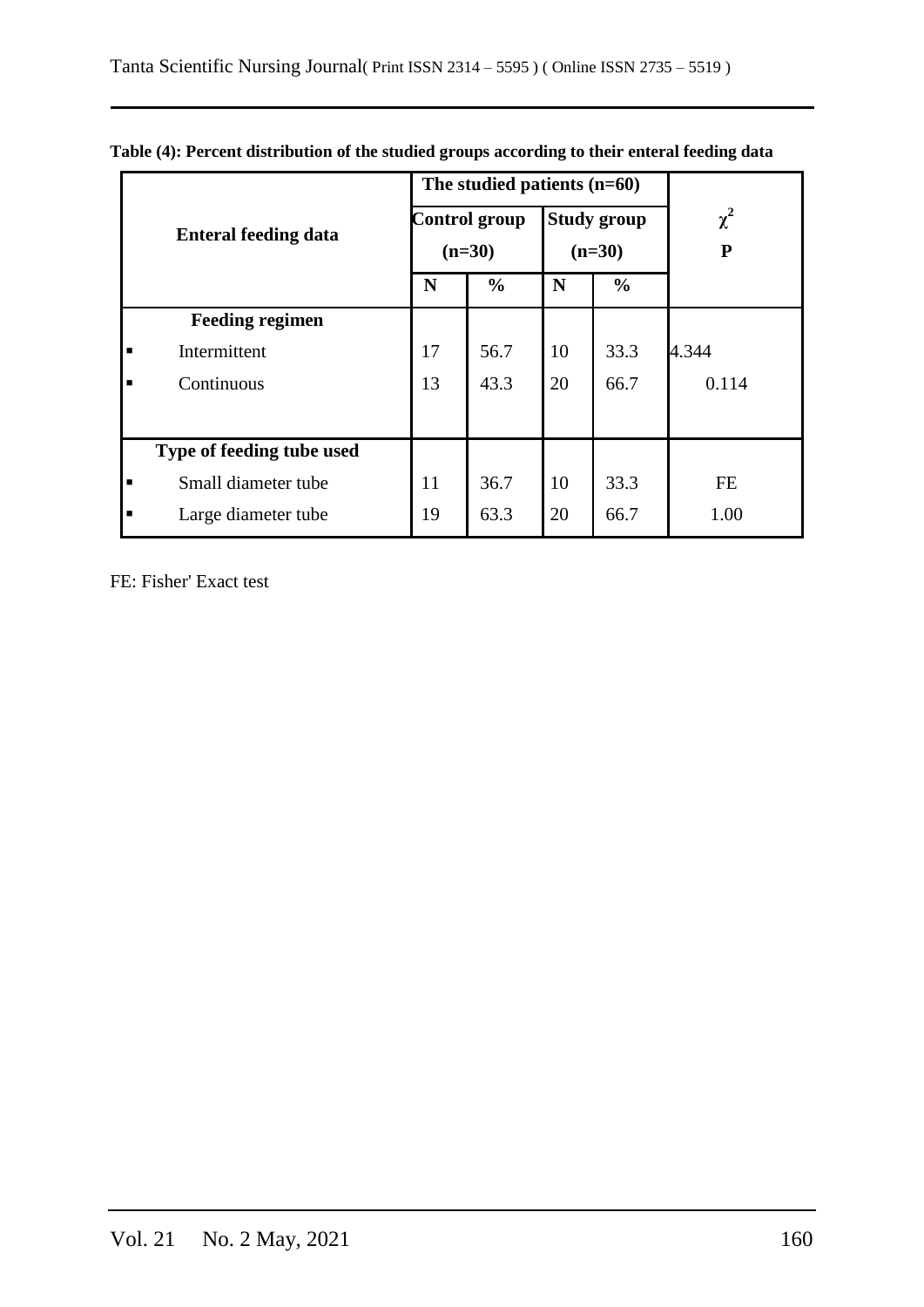**Table (4): Percent distribution of the studied groups according to their enteral feeding data**

| Enteral feeding data | The studied patients (n=60) | | | | $\chi^2$ P |
|---|---|---|---|---|---|
| | Control group (n=30) | | Study group (n=30) | | |
| | N | % | N | % | |
| **Feeding regimen** | | | | | |
| ▪ Intermittent | 17 | 56.7 | 10 | 33.3 | 4.344 |
| ▪ Continuous | 13 | 43.3 | 20 | 66.7 | 0.114 |
| **Type of feeding tube used** | | | | | |
| ▪ Small diameter tube | 11 | 36.7 | 10 | 33.3 | FE |
| ▪ Large diameter tube | 19 | 63.3 | 20 | 66.7 | 1.00 |

FE: Fisher' Exact test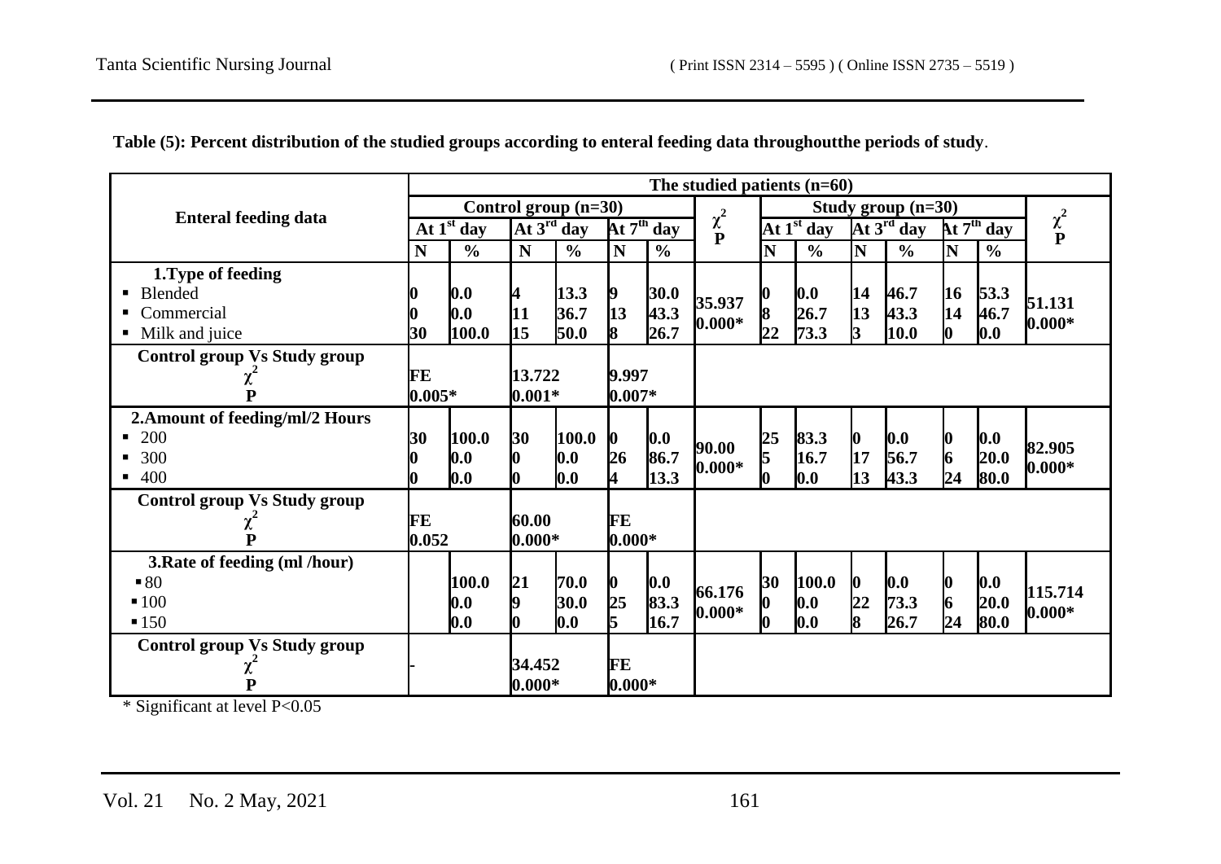**Table (5): Percent distribution of the studied groups according to enteral feeding data throughoutthe periods of study**.

| Enteral feeding data | The studied patients (n=60) | | | | | | | | | | | | | |
|---|---|---|---|---|---|---|---|---|---|---|---|---|---|---|
| | Control group (n=30) | | | | | | $\chi^2$ P | Study group (n=30) | | | | | | $\chi^2$ P |
| | At 1[st] day | | At 3[rd] day | | At 7[th] day | | | At 1[st] day | | At 3[rd] day | | At 7[th] day | | |
| | N | % | N | % | N | % | | N | % | N | % | N | % | |
| **1.Type of feeding** | | | | | | | | | | | | | | |
| ▪ Blended | 0 | 0.0 | 4 | 13.3 | 9 | 30.0 | 35.937 0.000* | 0 | 0.0 | 14 | 46.7 | 16 | 53.3 | 51.131 0.000* |
| ▪ Commercial | 0 | 0.0 | 11 | 36.7 | 13 | 43.3 | | 8 | 26.7 | 13 | 43.3 | 14 | 46.7 | |
| ▪ Milk and juice | 30 | 100.0 | 15 | 50.0 | 8 | 26.7 | | 22 | 73.3 | 3 | 10.0 | 0 | 0.0 | |
| **Control group Vs Study group** $\chi^2$ P | FE 0.005* | | 13.722 0.001* | | 9.997 0.007* | | | | | | | | | |
| **2.Amount of feeding/ml/2 Hours** | | | | | | | | | | | | | | |
| ▪ 200 | 30 | 100.0 | 30 | 100.0 | 0 | 0.0 | 90.00 0.000* | 25 | 83.3 | 0 | 0.0 | 0 | 0.0 | 82.905 0.000* |
| ▪ 300 | 0 | 0.0 | 0 | 0.0 | 26 | 86.7 | | 5 | 16.7 | 17 | 56.7 | 6 | 20.0 | |
| ▪ 400 | 0 | 0.0 | 0 | 0.0 | 4 | 13.3 | | 0 | 0.0 | 13 | 43.3 | 24 | 80.0 | |
| **Control group Vs Study group** $\chi^2$ P | FE 0.052 | | 60.00 0.000* | | FE 0.000* | | | | | | | | | |
| **3.Rate of feeding (ml /hour)** | | | | | | | | | | | | | | |
| ▪ 80 | | 100.0 | 21 | 70.0 | 0 | 0.0 | 66.176 0.000* | 30 | 100.0 | 0 | 0.0 | 0 | 0.0 | 115.714 0.000* |
| ▪ 100 | | 0.0 | 9 | 30.0 | 25 | 83.3 | | 0 | 0.0 | 22 | 73.3 | 6 | 20.0 | |
| ▪ 150 | | 0.0 | 0 | 0.0 | 5 | 16.7 | | 0 | 0.0 | 8 | 26.7 | 24 | 80.0 | |
| **Control group Vs Study group** $\chi^2$ P | - | | 34.452 0.000* | | FE 0.000* | | | | | | | | | |

\* Significant at level P<0.05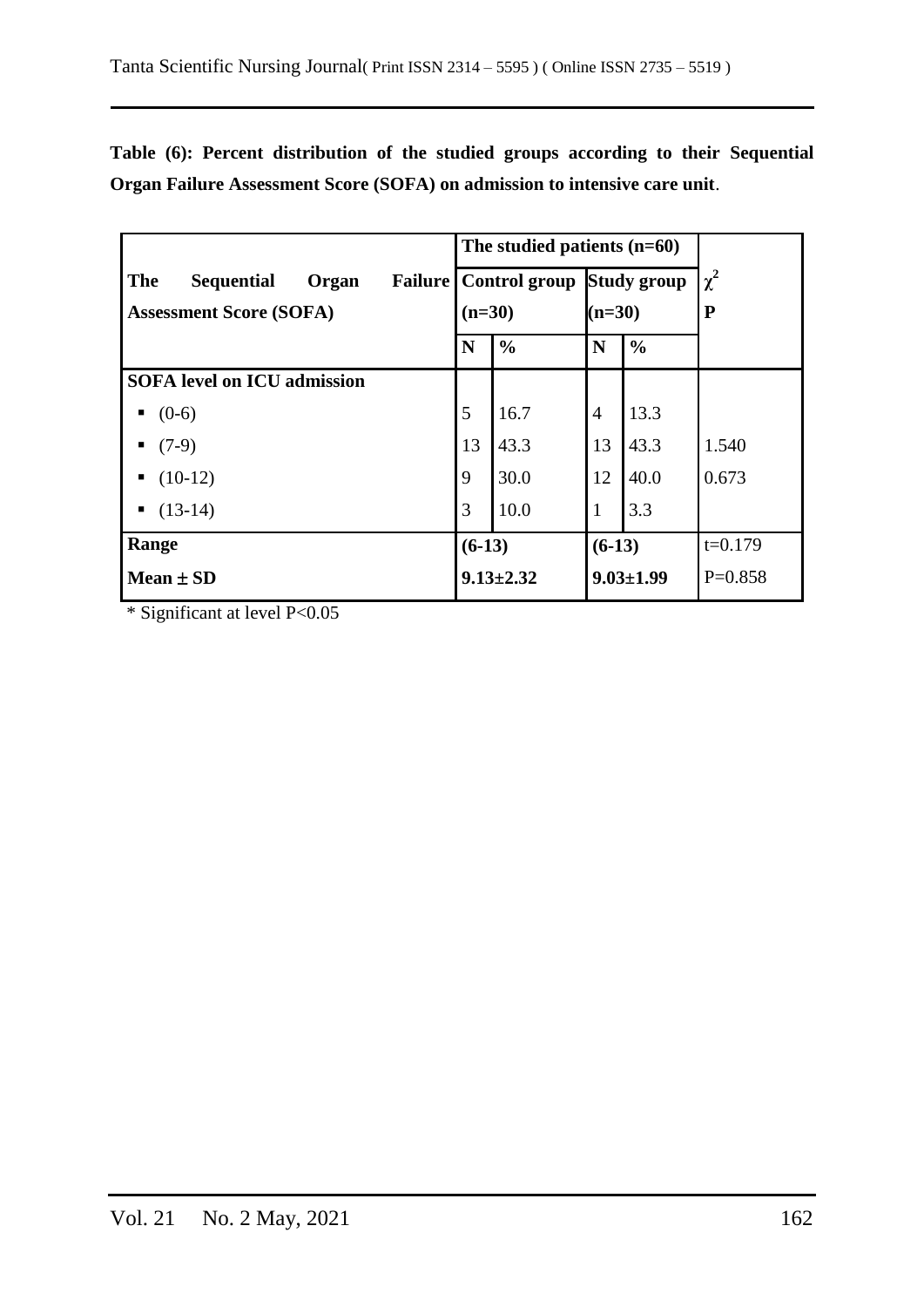**Table (6): Percent distribution of the studied groups according to their Sequential Organ Failure Assessment Score (SOFA) on admission to intensive care unit**.

| The Sequential Organ Failure Assessment Score (SOFA) | The studied patients (n=60) | | | | $\chi^2$ P |
|---|---|---|---|---|---|
| | Control group (n=30) | | Study group (n=30) | | |
| | N | % | N | % | |
| **SOFA level on ICU admission** | | | | | |
| ▪ (0-6) | 5 | 16.7 | 4 | 13.3 | |
| ▪ (7-9) | 13 | 43.3 | 13 | 43.3 | 1.540 |
| ▪ (10-12) | 9 | 30.0 | 12 | 40.0 | 0.673 |
| ▪ (13-14) | 3 | 10.0 | 1 | 3.3 | |
| **Range** | **(6-13)** | | **(6-13)** | | t=0.179 |
| **Mean ± SD** | **9.13±2.32** | | **9.03±1.99** | | P=0.858 |

\* Significant at level P<0.05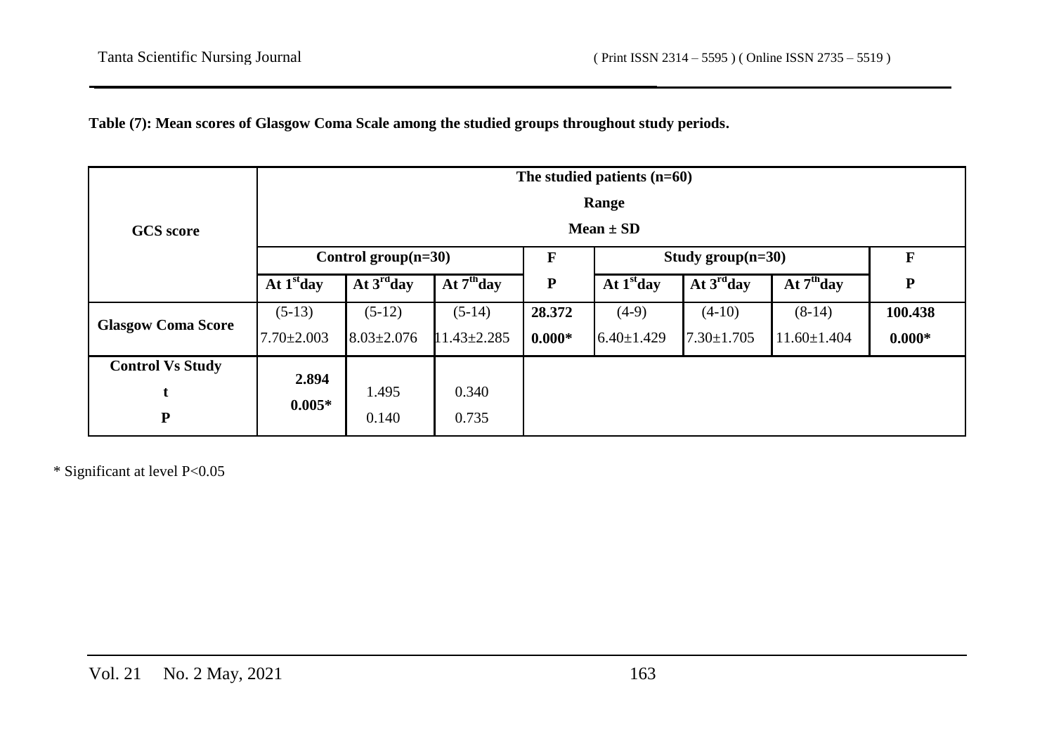**Table (7): Mean scores of Glasgow Coma Scale among the studied groups throughout study periods.**

| GCS score | The studied patients (n=60) Range Mean ± SD | | | | | | | |
|---|---|---|---|---|---|---|---|---|
| | Control group(n=30) | | | F | Study group(n=30) | | | F |
| | At 1st day | At 3rd day | At 7th day | P | At 1st day | At 3rd day | At 7th day | P |
| Glasgow Coma Score | (5-13) 7.70±2.003 | (5-12) 8.03±2.076 | (5-14) 11.43±2.285 | **28.372** **0.000*** | (4-9) 6.40±1.429 | (4-10) 7.30±1.705 | (8-14) 11.60±1.404 | **100.438** **0.000*** |
| **Control Vs Study** t P | **2.894** **0.005*** | 1.495 0.140 | 0.340 0.735 | | | | | |

\* Significant at level P<0.05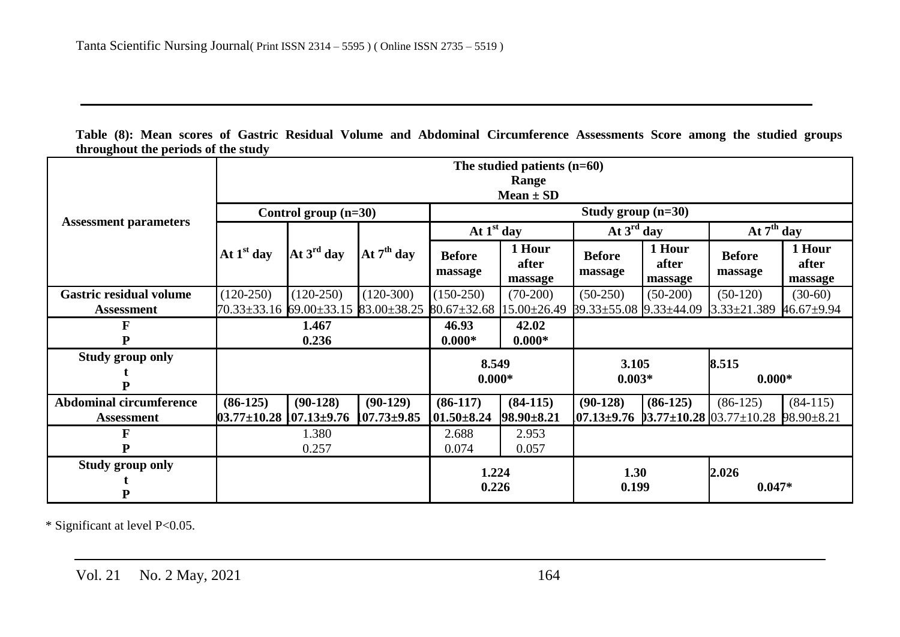**Table (8): Mean scores of Gastric Residual Volume and Abdominal Circumference Assessments Score among the studied groups throughout the periods of the study**

| Assessment parameters | The studied patients (n=60) Range Mean ± SD | | | | | | | | |
|---|---|---|---|---|---|---|---|---|---|
| | Control group (n=30) | | | Study group (n=30) | | | | | |
| | | | | At 1st day | | At 3rd day | | At 7th day | |
| | At 1st day | At 3rd day | At 7th day | Before massage | 1 Hour after massage | Before massage | 1 Hour after massage | Before massage | 1 Hour after massage |
| Gastric residual volume Assessment | (120-250) 70.33±33.16 | (120-250) 69.00±33.15 | (120-300) 83.00±38.25 | (150-250) 80.67±32.68 | (70-200) 15.00±26.49 | (50-250) 39.33±55.08 | (50-200) 9.33±44.09 | (50-120) 3.33±21.389 | (30-60) 46.67±9.94 |
| F P | 1.467 0.236 | | | 46.93 0.000* | 42.02 0.000* | | | | |
| Study group only t P | | | | 8.549 0.000* | | 3.105 0.003* | | 8.515 0.000* | |
| Abdominal circumference Assessment | (86-125) 03.77±10.28 | (90-128) 07.13±9.76 | (90-129) 07.73±9.85 | (86-117) 01.50±8.24 | (84-115) 98.90±8.21 | (90-128) 07.13±9.76 | (86-125) 03.77±10.28 | (86-125) 03.77±10.28 | (84-115) 98.90±8.21 |
| F P | 1.380 0.257 | | | 2.688 0.074 | 2.953 0.057 | | | | |
| Study group only t P | | | | 1.224 0.226 | | 1.30 0.199 | | 2.026 0.047* | |

\* Significant at level P<0.05.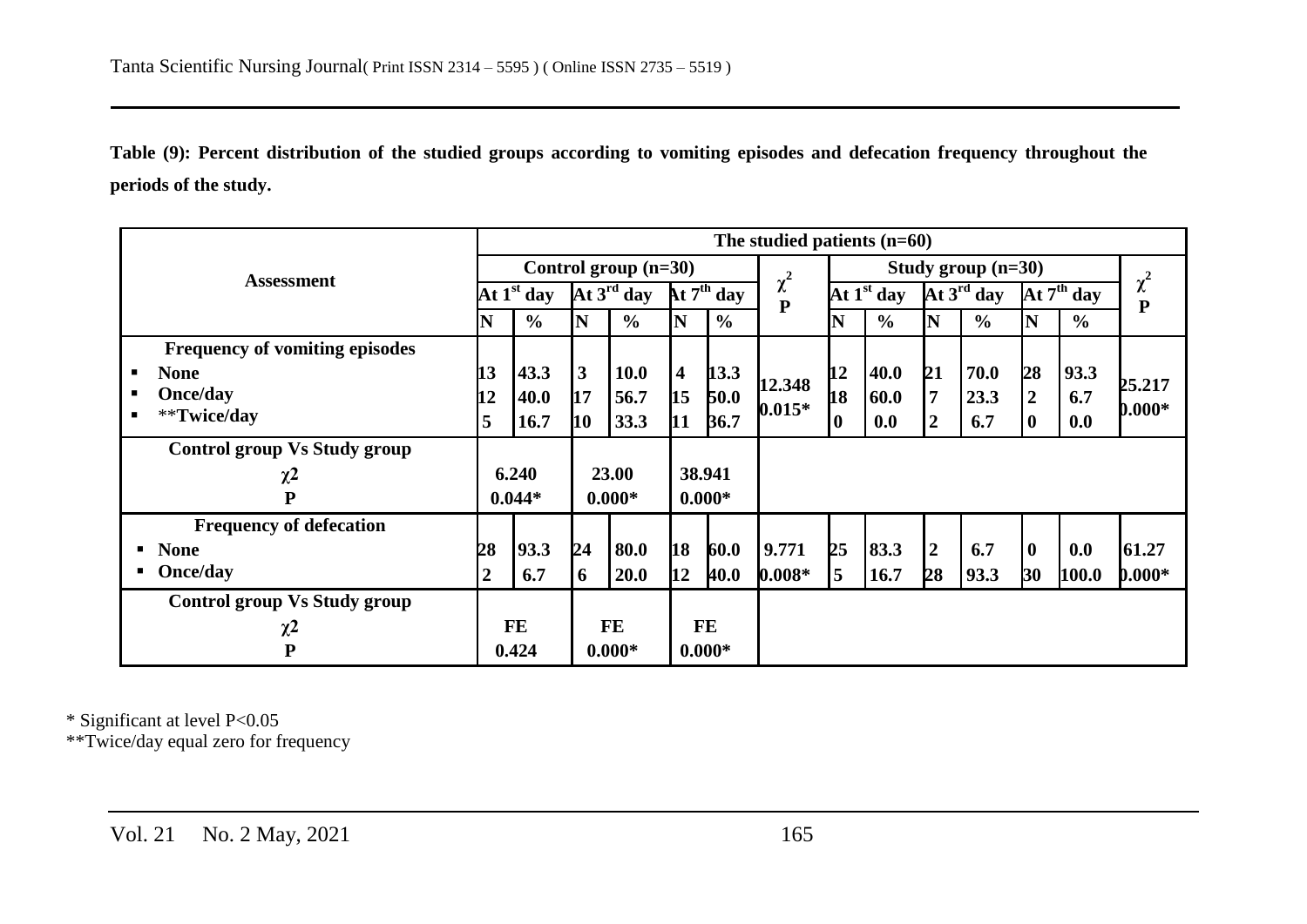**Table (9): Percent distribution of the studied groups according to vomiting episodes and defecation frequency throughout the periods of the study.**

| Assessment | The studied patients (n=60) | | | | | | | | | | | | | |
|---|---|---|---|---|---|---|---|---|---|---|---|---|---|---|
| | Control group (n=30) | | | | | | $\chi^2$ P | Study group (n=30) | | | | | | $\chi^2$ P |
| | At 1st day | | At 3rd day | | At 7th day | | | At 1st day | | At 3rd day | | At 7th day | | |
| | N | % | N | % | N | % | | N | % | N | % | N | % | |
| **Frequency of vomiting episodes** | | | | | | | | | | | | | | |
| ▪ None | 13 | 43.3 | 3 | 10.0 | 4 | 13.3 | 12.348 0.015* | 12 | 40.0 | 21 | 70.0 | 28 | 93.3 | 25.217 0.000* |
| ▪ Once/day | 12 | 40.0 | 17 | 56.7 | 15 | 50.0 | | 18 | 60.0 | 7 | 23.3 | 2 | 6.7 | |
| ▪ **Twice/day | 5 | 16.7 | 10 | 33.3 | 11 | 36.7 | | 0 | 0.0 | 2 | 6.7 | 0 | 0.0 | |
| **Control group Vs Study group** | | | | | | | | | | | | | | |
| $\chi^2$ P | 6.240 0.044* | | 23.00 0.000* | | 38.941 0.000* | | | | | | | | | |
| **Frequency of defecation** | | | | | | | | | | | | | | |
| ▪ None | 28 | 93.3 | 24 | 80.0 | 18 | 60.0 | 9.771 0.008* | 25 | 83.3 | 2 | 6.7 | 0 | 0.0 | 61.27 0.000* |
| ▪ Once/day | 2 | 6.7 | 6 | 20.0 | 12 | 40.0 | | 5 | 16.7 | 28 | 93.3 | 30 | 100.0 | |
| **Control group Vs Study group** | | | | | | | | | | | | | | |
| $\chi^2$ P | FE 0.424 | | FE 0.000* | | FE 0.000* | | | | | | | | | |

\* Significant at level P<0.05

\*\*Twice/day equal zero for frequency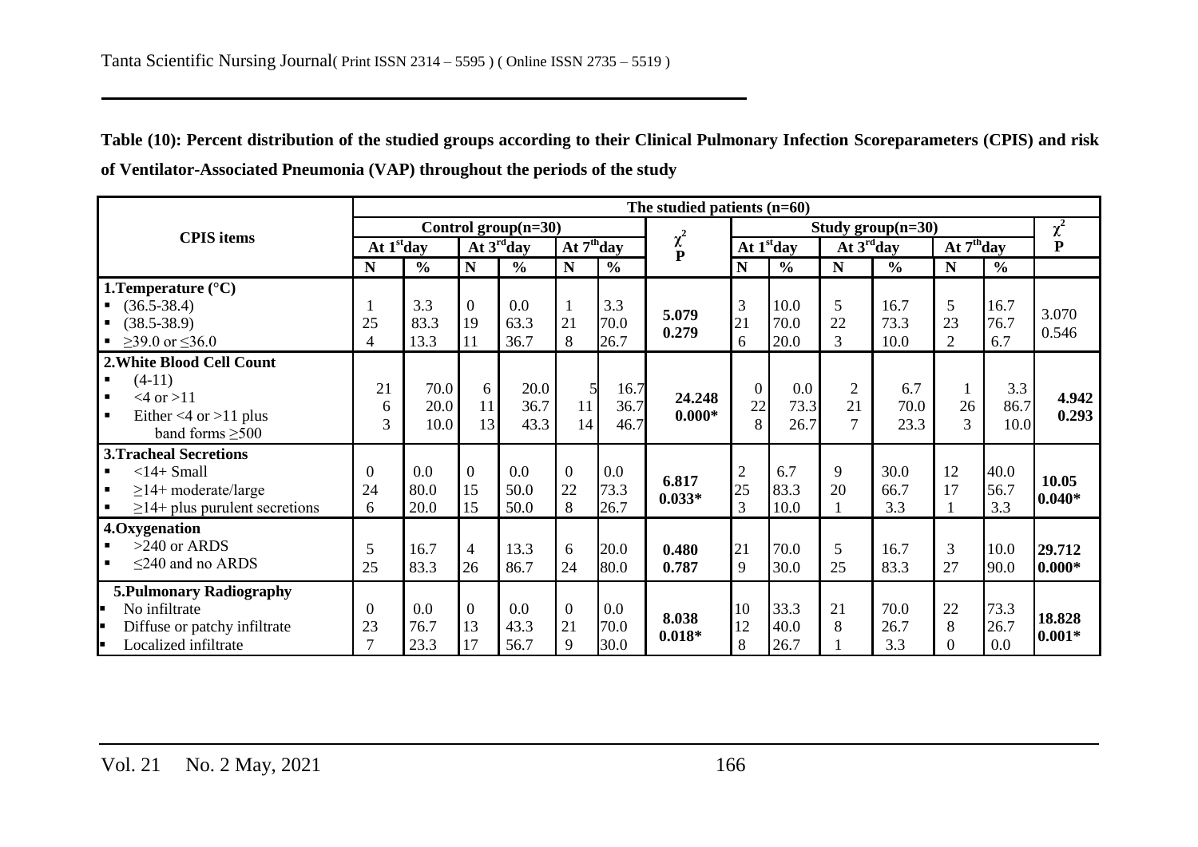**Table (10): Percent distribution of the studied groups according to their Clinical Pulmonary Infection Scoreparameters (CPIS) and risk of Ventilator-Associated Pneumonia (VAP) throughout the periods of the study**

| CPIS items | The studied patients (n=60) | | | | | | | | | | | | | | |
|---|---|---|---|---|---|---|---|---|---|---|---|---|---|---|---|
| | Control group(n=30) | | | | | | $\chi^2$ P | Study group(n=30) | | | | | | $\chi^2$ P |
| | At 1[st]day | | At 3[rd]day | | At 7[th]day | | | At 1[st]day | | At 3[rd]day | | At 7[th]day | | |
| | N | % | N | % | N | % | | N | % | N | % | N | % | |
| **1.Temperature (°C)** | | | | | | | 5.079 0.279 | | | | | | | 3.070 0.546 |
| ▪ (36.5-38.4) | 1 | 3.3 | 0 | 0.0 | 1 | 3.3 | | 3 | 10.0 | 5 | 16.7 | 5 | 16.7 | |
| ▪ (38.5-38.9) | 25 | 83.3 | 19 | 63.3 | 21 | 70.0 | | 21 | 70.0 | 22 | 73.3 | 23 | 76.7 | |
| ▪ ≥39.0 or ≤36.0 | 4 | 13.3 | 11 | 36.7 | 8 | 26.7 | | 6 | 20.0 | 3 | 10.0 | 2 | 6.7 | |
| **2.White Blood Cell Count** | | | | | | | **24.248 0.000*** | | | | | | | **4.942 0.293** |
| ▪ (4-11) | 21 | 70.0 | 6 | 20.0 | 5 | 16.7 | | 0 | 0.0 | 2 | 6.7 | 1 | 3.3 | |
| ▪ <4 or >11 | 6 | 20.0 | 11 | 36.7 | 11 | 36.7 | | 22 | 73.3 | 21 | 70.0 | 26 | 86.7 | |
| ▪ Either <4 or >11 plus band forms ≥500 | 3 | 10.0 | 13 | 43.3 | 14 | 46.7 | | 8 | 26.7 | 7 | 23.3 | 3 | 10.0 | |
| **3.Tracheal Secretions** | | | | | | | **6.817 0.033*** | | | | | | | **10.05 0.040*** |
| ▪ <14+ Small | 0 | 0.0 | 0 | 0.0 | 0 | 0.0 | | 2 | 6.7 | 9 | 30.0 | 12 | 40.0 | |
| ▪ ≥14+ moderate/large | 24 | 80.0 | 15 | 50.0 | 22 | 73.3 | | 25 | 83.3 | 20 | 66.7 | 17 | 56.7 | |
| ▪ ≥14+ plus purulent secretions | 6 | 20.0 | 15 | 50.0 | 8 | 26.7 | | 3 | 10.0 | 1 | 3.3 | 1 | 3.3 | |
| **4.Oxygenation** | | | | | | | **0.480 0.787** | | | | | | | **29.712 0.000*** |
| ▪ >240 or ARDS | 5 | 16.7 | 4 | 13.3 | 6 | 20.0 | | 21 | 70.0 | 5 | 16.7 | 3 | 10.0 | |
| ▪ ≤240 and no ARDS | 25 | 83.3 | 26 | 86.7 | 24 | 80.0 | | 9 | 30.0 | 25 | 83.3 | 27 | 90.0 | |
| **5.Pulmonary Radiography** | | | | | | | **8.038 0.018*** | | | | | | | **18.828 0.001*** |
| ▪ No infiltrate | 0 | 0.0 | 0 | 0.0 | 0 | 0.0 | | 10 | 33.3 | 21 | 70.0 | 22 | 73.3 | |
| ▪ Diffuse or patchy infiltrate | 23 | 76.7 | 13 | 43.3 | 21 | 70.0 | | 12 | 40.0 | 8 | 26.7 | 8 | 26.7 | |
| ▪ Localized infiltrate | 7 | 23.3 | 17 | 56.7 | 9 | 30.0 | | 8 | 26.7 | 1 | 3.3 | 0 | 0.0 | |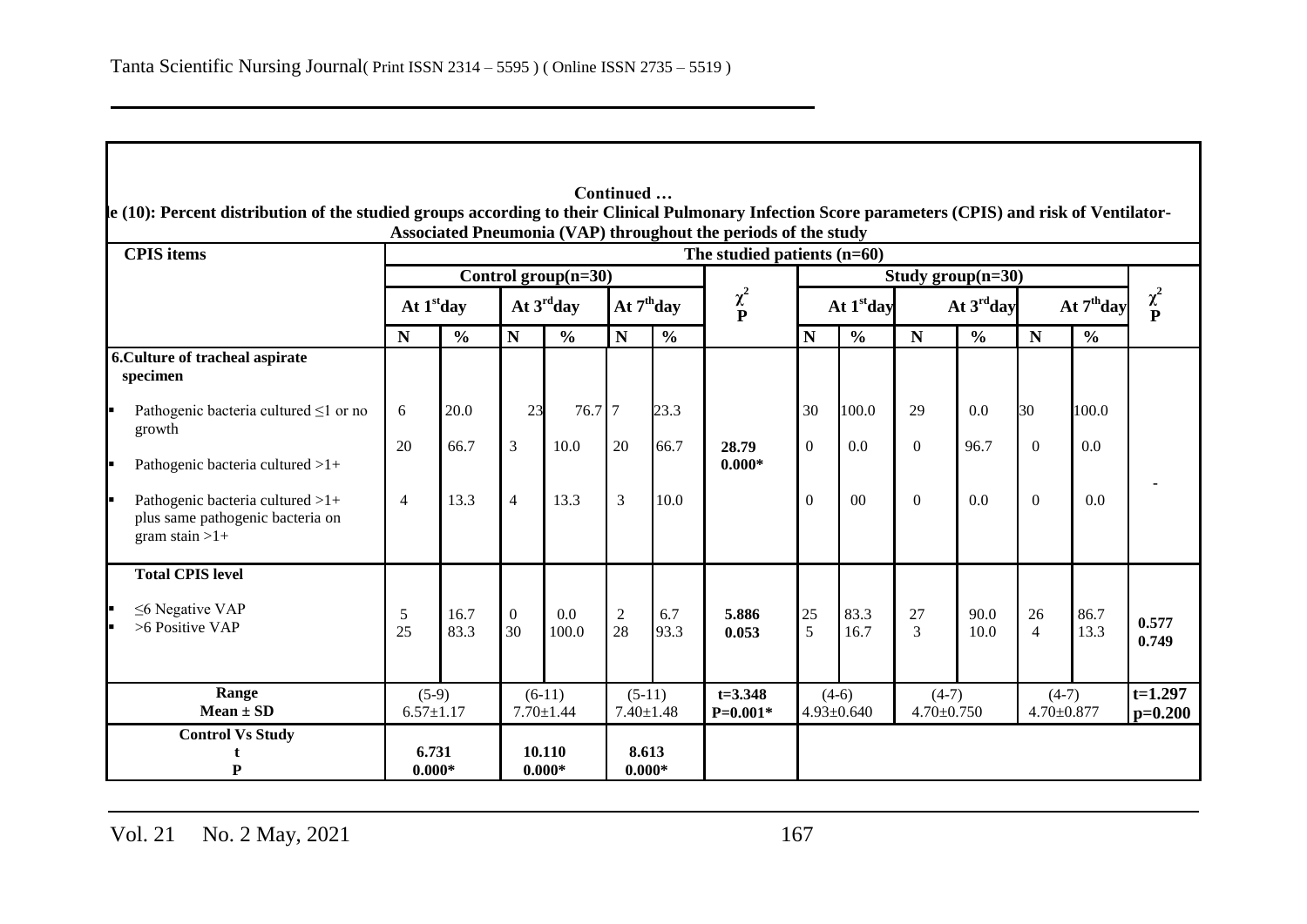Continued …

le (10): Percent distribution of the studied groups according to their Clinical Pulmonary Infection Score parameters (CPIS) and risk of Ventilator-Associated Pneumonia (VAP) throughout the periods of the study

| CPIS items | The studied patients (n=60) | | | | | | | | | | | | | |
|---|---|---|---|---|---|---|---|---|---|---|---|---|---|---|
| | Control group(n=30) | | | | | | | Study group(n=30) | | | | | | |
| | At 1[st]day | | At 3[rd]day | | At 7[th]day | | $\chi^2$ P | At 1[st]day | | At 3[rd]day | | At 7[th]day | | $\chi^2$ P |
| | N | % | N | % | N | % | | N | % | N | % | N | % | |
| **6.Culture of tracheal aspirate specimen** | | | | | | | | | | | | | | |
| ▪ Pathogenic bacteria cultured ≤1 or no growth | 6 | 20.0 | 23 | 76.7 | 7 | 23.3 | | 30 | 100.0 | 29 | 0.0 | 30 | 100.0 | |
| ▪ Pathogenic bacteria cultured >1+ | 20 | 66.7 | 3 | 10.0 | 20 | 66.7 | 28.79 0.000* | 0 | 0.0 | 0 | 96.7 | 0 | 0.0 | - |
| ▪ Pathogenic bacteria cultured >1+ plus same pathogenic bacteria on gram stain >1+ | 4 | 13.3 | 4 | 13.3 | 3 | 10.0 | | 0 | 00 | 0 | 0.0 | 0 | 0.0 | |
| **Total CPIS level** | | | | | | | | | | | | | | |
| ▪ ≤6 Negative VAP | 5 | 16.7 | 0 | 0.0 | 2 | 6.7 | 5.886 | 25 | 83.3 | 27 | 90.0 | 26 | 86.7 | 0.577 |
| ▪ >6 Positive VAP | 25 | 83.3 | 30 | 100.0 | 28 | 93.3 | 0.053 | 5 | 16.7 | 3 | 10.0 | 4 | 13.3 | 0.749 |
| **Range** **Mean ± SD** | (5-9) 6.57±1.17 | | (6-11) 7.70±1.44 | | (5-11) 7.40±1.48 | | t=3.348 P=0.001* | (4-6) 4.93±0.640 | | (4-7) 4.70±0.750 | | (4-7) 4.70±0.877 | | t=1.297 p=0.200 |
| **Control Vs Study** **t** **P** | 6.731 0.000* | | 10.110 0.000* | | 8.613 0.000* | | | | | | | | | |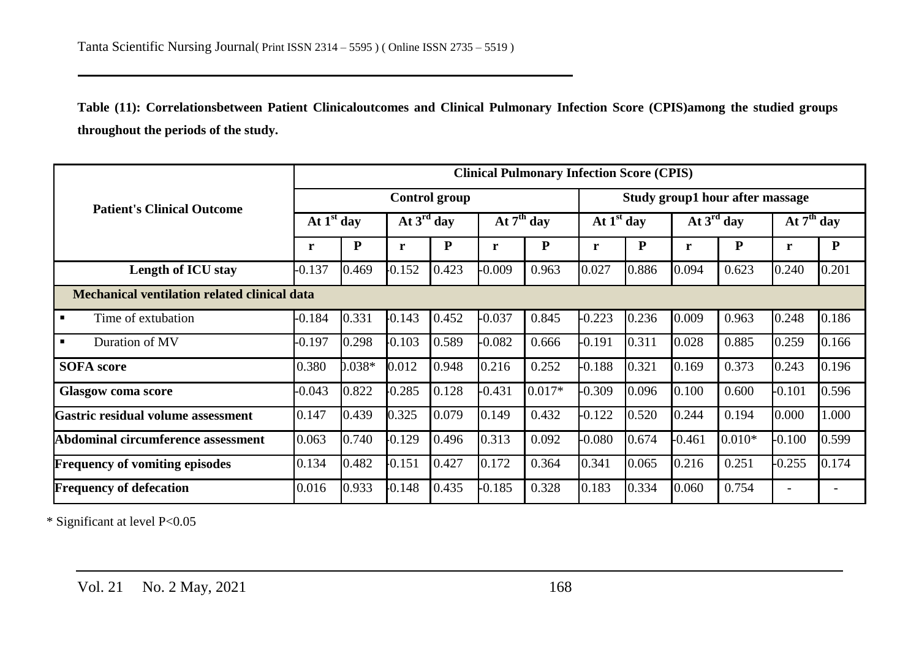**Table (11): Correlationsbetween Patient Clinicaloutcomes and Clinical Pulmonary Infection Score (CPIS)among the studied groups throughout the periods of the study.**

| Patient's Clinical Outcome | Clinical Pulmonary Infection Score (CPIS) | | | | | | | | | | | |
|---|---|---|---|---|---|---|---|---|---|---|---|---|
| | Control group | | | | | | Study group1 hour after massage | | | | | |
| | At 1st day | | At 3rd day | | At 7th day | | At 1st day | | At 3rd day | | At 7th day | |
| | r | P | r | P | r | P | r | P | r | P | r | P |
| **Length of ICU stay** | -0.137 | 0.469 | -0.152 | 0.423 | -0.009 | 0.963 | 0.027 | 0.886 | 0.094 | 0.623 | 0.240 | 0.201 |
| **Mechanical ventilation related clinical data** | | | | | | | | | | | | |
| ▪ Time of extubation | -0.184 | 0.331 | -0.143 | 0.452 | -0.037 | 0.845 | -0.223 | 0.236 | 0.009 | 0.963 | 0.248 | 0.186 |
| ▪ Duration of MV | -0.197 | 0.298 | -0.103 | 0.589 | -0.082 | 0.666 | -0.191 | 0.311 | 0.028 | 0.885 | 0.259 | 0.166 |
| **SOFA score** | 0.380 | 0.038* | 0.012 | 0.948 | 0.216 | 0.252 | -0.188 | 0.321 | 0.169 | 0.373 | 0.243 | 0.196 |
| **Glasgow coma score** | -0.043 | 0.822 | -0.285 | 0.128 | -0.431 | 0.017* | -0.309 | 0.096 | 0.100 | 0.600 | -0.101 | 0.596 |
| **Gastric residual volume assessment** | 0.147 | 0.439 | 0.325 | 0.079 | 0.149 | 0.432 | -0.122 | 0.520 | 0.244 | 0.194 | 0.000 | 1.000 |
| **Abdominal circumference assessment** | 0.063 | 0.740 | -0.129 | 0.496 | 0.313 | 0.092 | -0.080 | 0.674 | -0.461 | 0.010* | -0.100 | 0.599 |
| **Frequency of vomiting episodes** | 0.134 | 0.482 | -0.151 | 0.427 | 0.172 | 0.364 | 0.341 | 0.065 | 0.216 | 0.251 | -0.255 | 0.174 |
| **Frequency of defecation** | 0.016 | 0.933 | -0.148 | 0.435 | -0.185 | 0.328 | 0.183 | 0.334 | 0.060 | 0.754 | - | - |

\* Significant at level P<0.05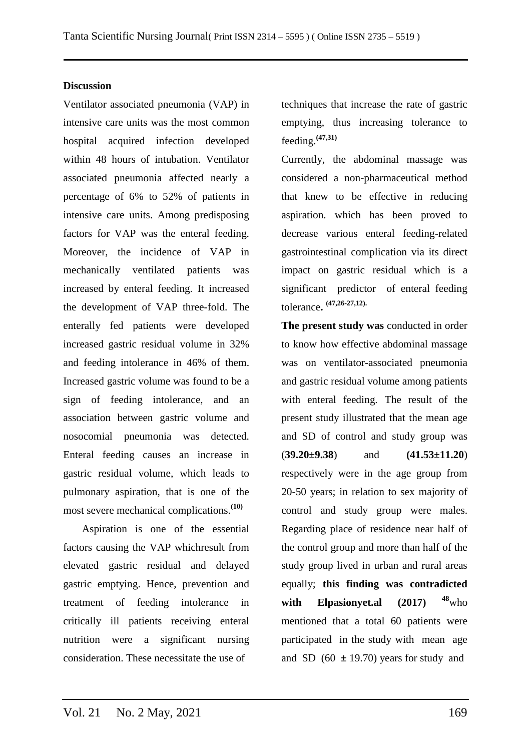**Discussion**

Ventilator associated pneumonia (VAP) in intensive care units was the most common hospital acquired infection developed within 48 hours of intubation. Ventilator associated pneumonia affected nearly a percentage of 6% to 52% of patients in intensive care units. Among predisposing factors for VAP was the enteral feeding. Moreover, the incidence of VAP in mechanically ventilated patients was increased by enteral feeding. It increased the development of VAP three-fold. The enterally fed patients were developed increased gastric residual volume in 32% and feeding intolerance in 46% of them. Increased gastric volume was found to be a sign of feeding intolerance, and an association between gastric volume and nosocomial pneumonia was detected. Enteral feeding causes an increase in gastric residual volume, which leads to pulmonary aspiration, that is one of the most severe mechanical complications.[(10)]

Aspiration is one of the essential factors causing the VAP whichresult from elevated gastric residual and delayed gastric emptying. Hence, prevention and treatment of feeding intolerance in critically ill patients receiving enteral nutrition were a significant nursing consideration. These necessitate the use of techniques that increase the rate of gastric emptying, thus increasing tolerance to feeding.[(47,31)]

Currently, the abdominal massage was considered a non-pharmaceutical method that knew to be effective in reducing aspiration. which has been proved to decrease various enteral feeding-related gastrointestinal complication via its direct impact on gastric residual which is a significant predictor of enteral feeding tolerance**.** [(47,26-27,12).]

**The present study was** conducted in order to know how effective abdominal massage was on ventilator-associated pneumonia and gastric residual volume among patients with enteral feeding. The result of the present study illustrated that the mean age and SD of control and study group was (**39.20±9.38**) and **(41.53±11.20**) respectively were in the age group from 20-50 years; in relation to sex majority of control and study group were males. Regarding place of residence near half of the control group and more than half of the study group lived in urban and rural areas equally; **this finding was contradicted with Elpasionyet.al (2017)** [48]who mentioned that a total 60 patients were participated in the study with mean age and SD (60 ± 19.70) years for study and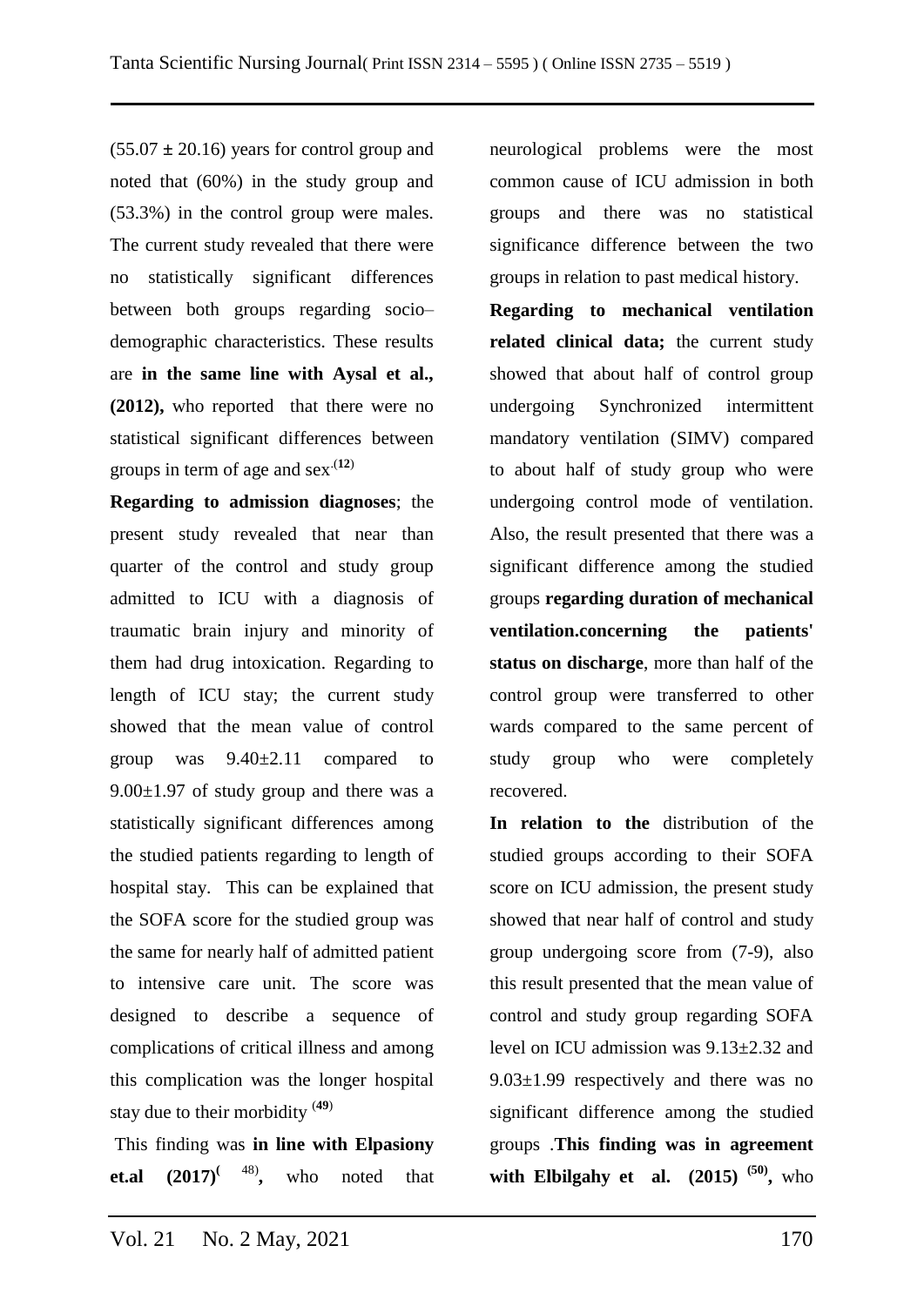(55.07 ± 20.16) years for control group and noted that (60%) in the study group and (53.3%) in the control group were males. The current study revealed that there were no statistically significant differences between both groups regarding socio–demographic characteristics. These results are **in the same line with Aysal et al., (2012),** who reported that there were no statistical significant differences between groups in term of age and sex.[12]

**Regarding to admission diagnoses**; the present study revealed that near than quarter of the control and study group admitted to ICU with a diagnosis of traumatic brain injury and minority of them had drug intoxication. Regarding to length of ICU stay; the current study showed that the mean value of control group was 9.40±2.11 compared to 9.00±1.97 of study group and there was a statistically significant differences among the studied patients regarding to length of hospital stay. This can be explained that the SOFA score for the studied group was the same for nearly half of admitted patient to intensive care unit. The score was designed to describe a sequence of complications of critical illness and among this complication was the longer hospital stay due to their morbidity [49]

This finding was **in line with Elpasiony et.al (2017)**[48]**,** who noted that neurological problems were the most common cause of ICU admission in both groups and there was no statistical significance difference between the two groups in relation to past medical history.

**Regarding to mechanical ventilation related clinical data;** the current study showed that about half of control group undergoing Synchronized intermittent mandatory ventilation (SIMV) compared to about half of study group who were undergoing control mode of ventilation. Also, the result presented that there was a significant difference among the studied groups **regarding duration of mechanical ventilation.concerning the patients' status on discharge**, more than half of the control group were transferred to other wards compared to the same percent of study group who were completely recovered.

**In relation to the** distribution of the studied groups according to their SOFA score on ICU admission, the present study showed that near half of control and study group undergoing score from (7-9), also this result presented that the mean value of control and study group regarding SOFA level on ICU admission was 9.13±2.32 and 9.03±1.99 respectively and there was no significant difference among the studied groups .**This finding was in agreement with Elbilgahy et al. (2015)** [50]**,** who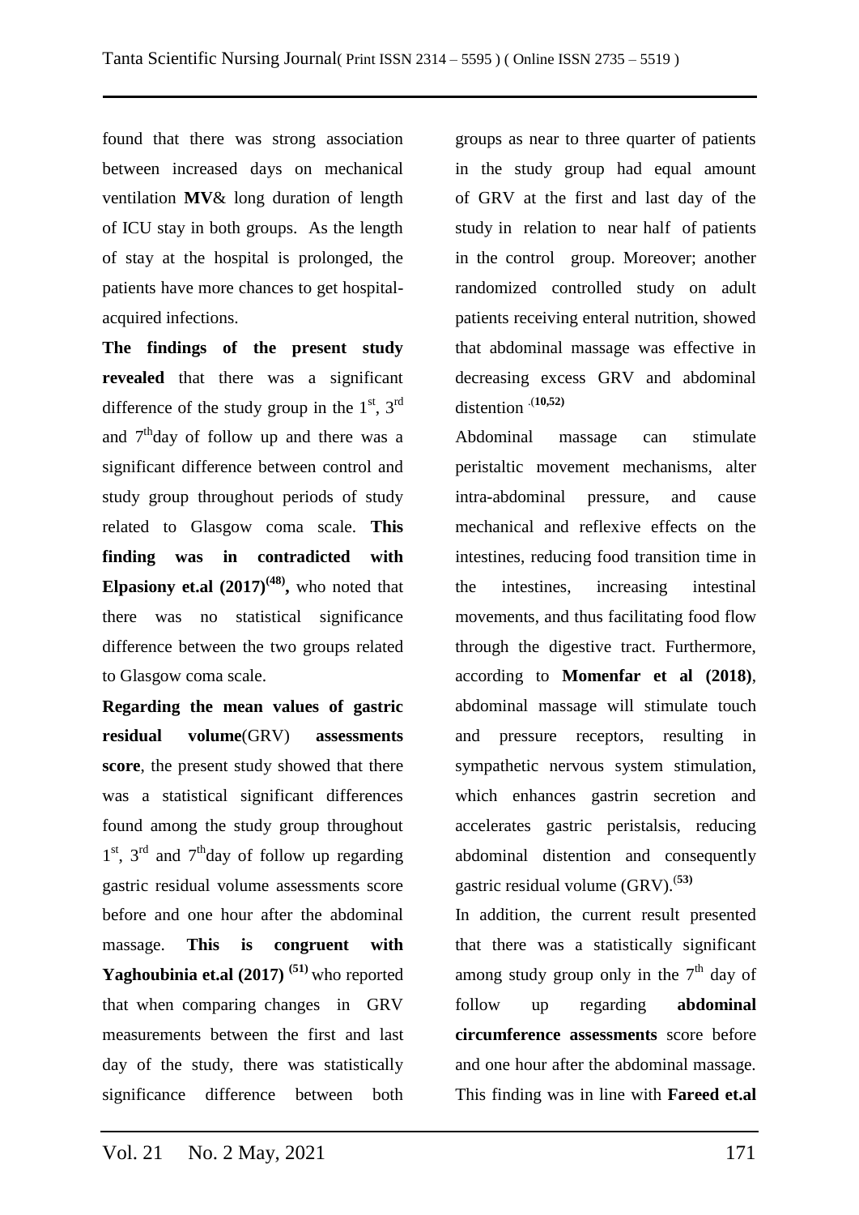found that there was strong association between increased days on mechanical ventilation **MV**& long duration of length of ICU stay in both groups. As the length of stay at the hospital is prolonged, the patients have more chances to get hospital-acquired infections.

**The findings of the present study revealed** that there was a significant difference of the study group in the 1st, 3rd and 7th day of follow up and there was a significant difference between control and study group throughout periods of study related to Glasgow coma scale. **This finding was in contradicted with Elpasiony et.al (2017)[48],** who noted that there was no statistical significance difference between the two groups related to Glasgow coma scale.

**Regarding the mean values of gastric residual volume**(GRV) **assessments score**, the present study showed that there was a statistical significant differences found among the study group throughout 1st, 3rd and 7th day of follow up regarding gastric residual volume assessments score before and one hour after the abdominal massage. **This is congruent with Yaghoubinia et.al (2017) [51]** who reported that when comparing changes in GRV measurements between the first and last day of the study, there was statistically significance difference between both groups as near to three quarter of patients in the study group had equal amount of GRV at the first and last day of the study in relation to near half of patients in the control group. Moreover; another randomized controlled study on adult patients receiving enteral nutrition, showed that abdominal massage was effective in decreasing excess GRV and abdominal distention .[10,52]

Abdominal massage can stimulate peristaltic movement mechanisms, alter intra-abdominal pressure, and cause mechanical and reflexive effects on the intestines, reducing food transition time in the intestines, increasing intestinal movements, and thus facilitating food flow through the digestive tract. Furthermore, according to **Momenfar et al (2018)**, abdominal massage will stimulate touch and pressure receptors, resulting in sympathetic nervous system stimulation, which enhances gastrin secretion and accelerates gastric peristalsis, reducing abdominal distention and consequently gastric residual volume (GRV).[53]

In addition, the current result presented that there was a statistically significant among study group only in the 7th day of follow up regarding **abdominal circumference assessments** score before and one hour after the abdominal massage. This finding was in line with **Fareed et.al**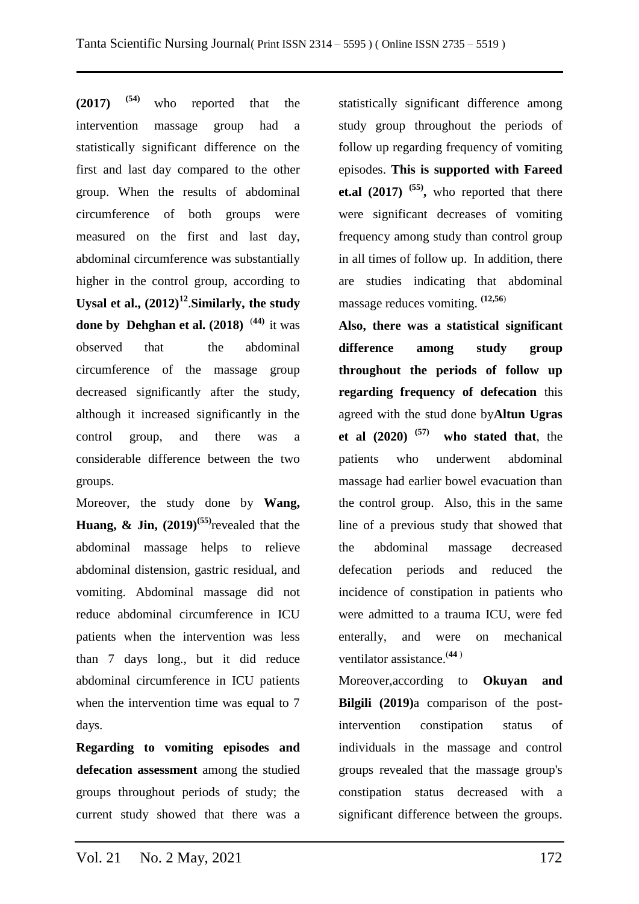**(2017)** [54] who reported that the intervention massage group had a statistically significant difference on the first and last day compared to the other group. When the results of abdominal circumference of both groups were measured on the first and last day, abdominal circumference was substantially higher in the control group, according to **Uysal et al., (2012)**[12].**Similarly, the study done by Dehghan et al. (2018)** [(44)] it was observed that the abdominal circumference of the massage group decreased significantly after the study, although it increased significantly in the control group, and there was a considerable difference between the two groups.

Moreover, the study done by **Wang, Huang, & Jin, (2019)**[(55)]revealed that the abdominal massage helps to relieve abdominal distension, gastric residual, and vomiting. Abdominal massage did not reduce abdominal circumference in ICU patients when the intervention was less than 7 days long., but it did reduce abdominal circumference in ICU patients when the intervention time was equal to 7 days.

**Regarding to vomiting episodes and defecation assessment** among the studied groups throughout periods of study; the current study showed that there was a statistically significant difference among study group throughout the periods of follow up regarding frequency of vomiting episodes. **This is supported with Fareed et.al (2017)** [(55)]**,** who reported that there were significant decreases of vomiting frequency among study than control group in all times of follow up. In addition, there are studies indicating that abdominal massage reduces vomiting. [(12,56)]

**Also, there was a statistical significant difference among study group throughout the periods of follow up regarding frequency of defecation** this agreed with the stud done by**Altun Ugras et al (2020)** [(57)] **who stated that**, the patients who underwent abdominal massage had earlier bowel evacuation than the control group. Also, this in the same line of a previous study that showed that the abdominal massage decreased defecation periods and reduced the incidence of constipation in patients who were admitted to a trauma ICU, were fed enterally, and were on mechanical ventilator assistance.[(44)]

Moreover,according to **Okuyan and Bilgili (2019)**a comparison of the post-intervention constipation status of individuals in the massage and control groups revealed that the massage group's constipation status decreased with a significant difference between the groups.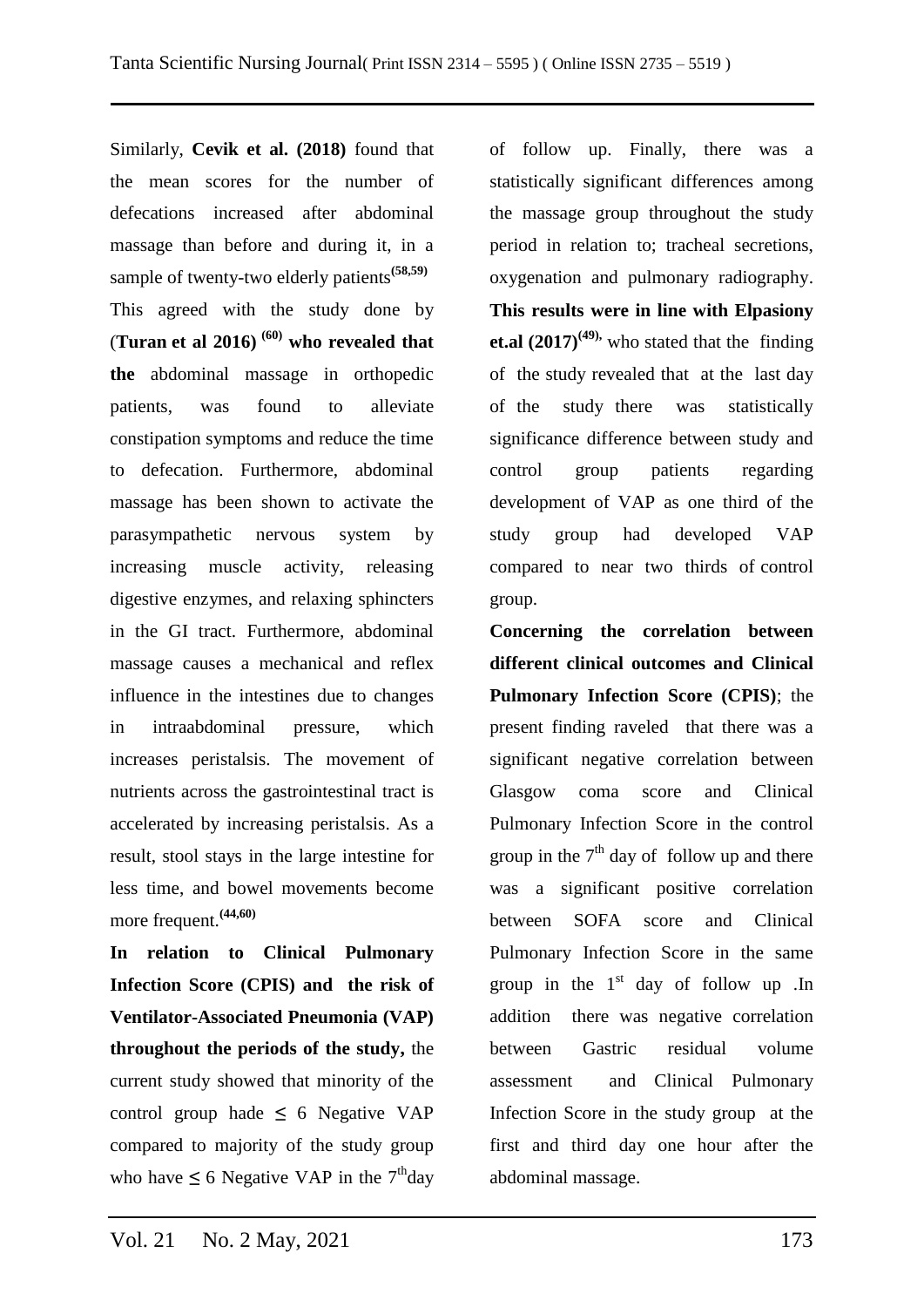Similarly, **Cevik et al. (2018)** found that the mean scores for the number of defecations increased after abdominal massage than before and during it, in a sample of twenty-two elderly patients[58,59] This agreed with the study done by (**Turan et al 2016)** [60] **who revealed that the** abdominal massage in orthopedic patients, was found to alleviate constipation symptoms and reduce the time to defecation. Furthermore, abdominal massage has been shown to activate the parasympathetic nervous system by increasing muscle activity, releasing digestive enzymes, and relaxing sphincters in the GI tract. Furthermore, abdominal massage causes a mechanical and reflex influence in the intestines due to changes in intraabdominal pressure, which increases peristalsis. The movement of nutrients across the gastrointestinal tract is accelerated by increasing peristalsis. As a result, stool stays in the large intestine for less time, and bowel movements become more frequent.[44,60]

**In relation to Clinical Pulmonary Infection Score (CPIS) and the risk of Ventilator-Associated Pneumonia (VAP) throughout the periods of the study,** the current study showed that minority of the control group hade ≤ 6 Negative VAP compared to majority of the study group who have ≤ 6 Negative VAP in the 7[th]day of follow up. Finally, there was a statistically significant differences among the massage group throughout the study period in relation to; tracheal secretions, oxygenation and pulmonary radiography. **This results were in line with Elpasiony et.al (2017)**[49], who stated that the finding of the study revealed that at the last day of the study there was statistically significance difference between study and control group patients regarding development of VAP as one third of the study group had developed VAP compared to near two thirds of control group.

**Concerning the correlation between different clinical outcomes and Clinical Pulmonary Infection Score (CPIS)**; the present finding raveled that there was a significant negative correlation between Glasgow coma score and Clinical Pulmonary Infection Score in the control group in the 7[th] day of follow up and there was a significant positive correlation between SOFA score and Clinical Pulmonary Infection Score in the same group in the 1[st] day of follow up .In addition there was negative correlation between Gastric residual volume assessment and Clinical Pulmonary Infection Score in the study group at the first and third day one hour after the abdominal massage.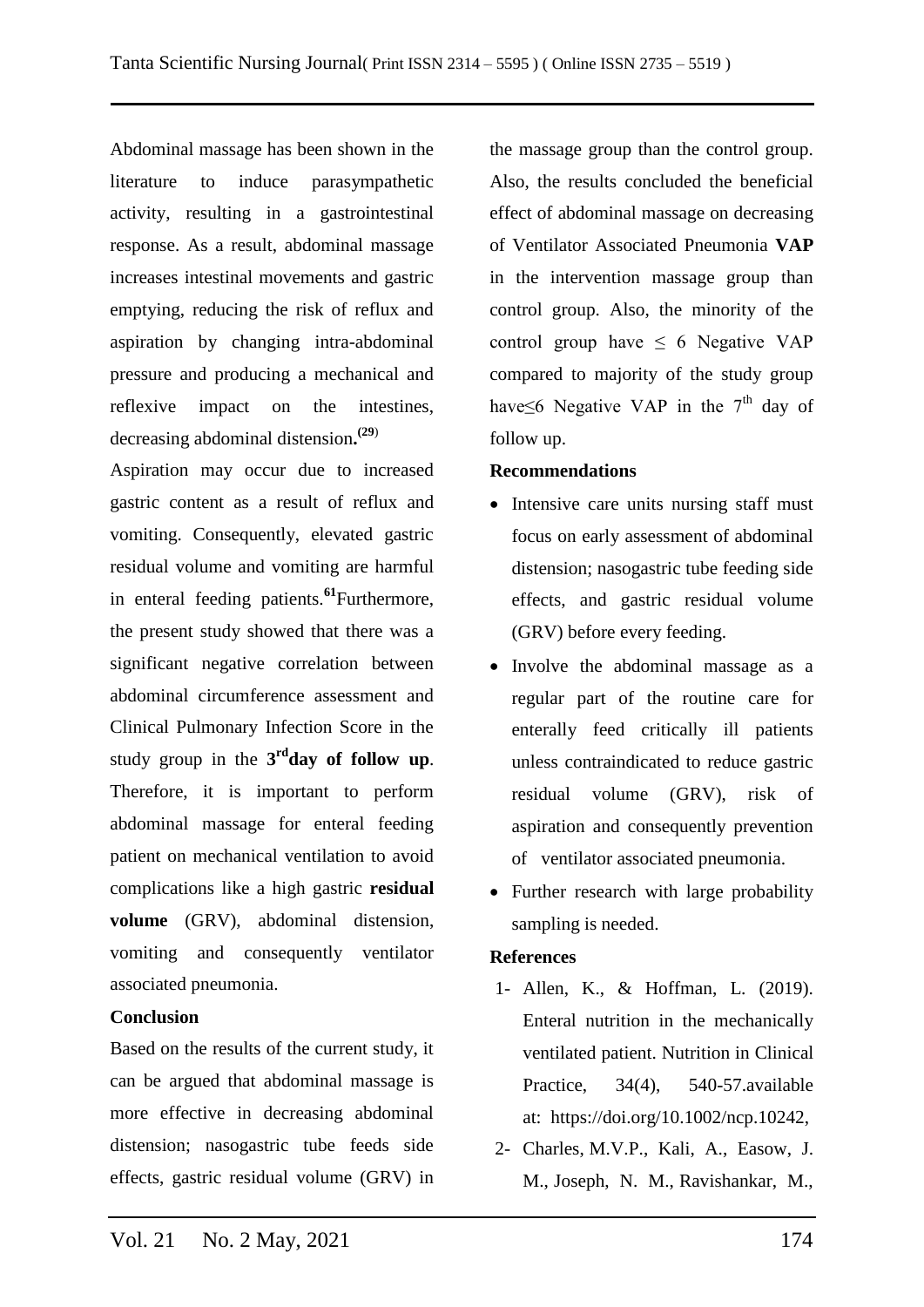Abdominal massage has been shown in the literature to induce parasympathetic activity, resulting in a gastrointestinal response. As a result, abdominal massage increases intestinal movements and gastric emptying, reducing the risk of reflux and aspiration by changing intra-abdominal pressure and producing a mechanical and reflexive impact on the intestines, decreasing abdominal distension**.**[(29)]

Aspiration may occur due to increased gastric content as a result of reflux and vomiting. Consequently, elevated gastric residual volume and vomiting are harmful in enteral feeding patients.[61]Furthermore, the present study showed that there was a significant negative correlation between abdominal circumference assessment and Clinical Pulmonary Infection Score in the study group in the **3rd day of follow up**. Therefore, it is important to perform abdominal massage for enteral feeding patient on mechanical ventilation to avoid complications like a high gastric **residual volume** (GRV), abdominal distension, vomiting and consequently ventilator associated pneumonia.

**Conclusion**

Based on the results of the current study, it can be argued that abdominal massage is more effective in decreasing abdominal distension; nasogastric tube feeds side effects, gastric residual volume (GRV) in the massage group than the control group. Also, the results concluded the beneficial effect of abdominal massage on decreasing of Ventilator Associated Pneumonia **VAP** in the intervention massage group than control group. Also, the minority of the control group have $\leq$ 6 Negative VAP compared to majority of the study group have$\leq$6 Negative VAP in the 7th day of follow up.

**Recommendations**

- Intensive care units nursing staff must focus on early assessment of abdominal distension; nasogastric tube feeding side effects, and gastric residual volume (GRV) before every feeding.
- Involve the abdominal massage as a regular part of the routine care for enterally feed critically ill patients unless contraindicated to reduce gastric residual volume (GRV), risk of aspiration and consequently prevention of ventilator associated pneumonia.
- Further research with large probability sampling is needed.

**References**

1- Allen, K., & Hoffman, L. (2019). Enteral nutrition in the mechanically ventilated patient. Nutrition in Clinical Practice, 34(4), 540-57.available at: https://doi.org/10.1002/ncp.10242,

2- Charles, M.V.P., Kali, A., Easow, J. M., Joseph, N. M., Ravishankar, M.,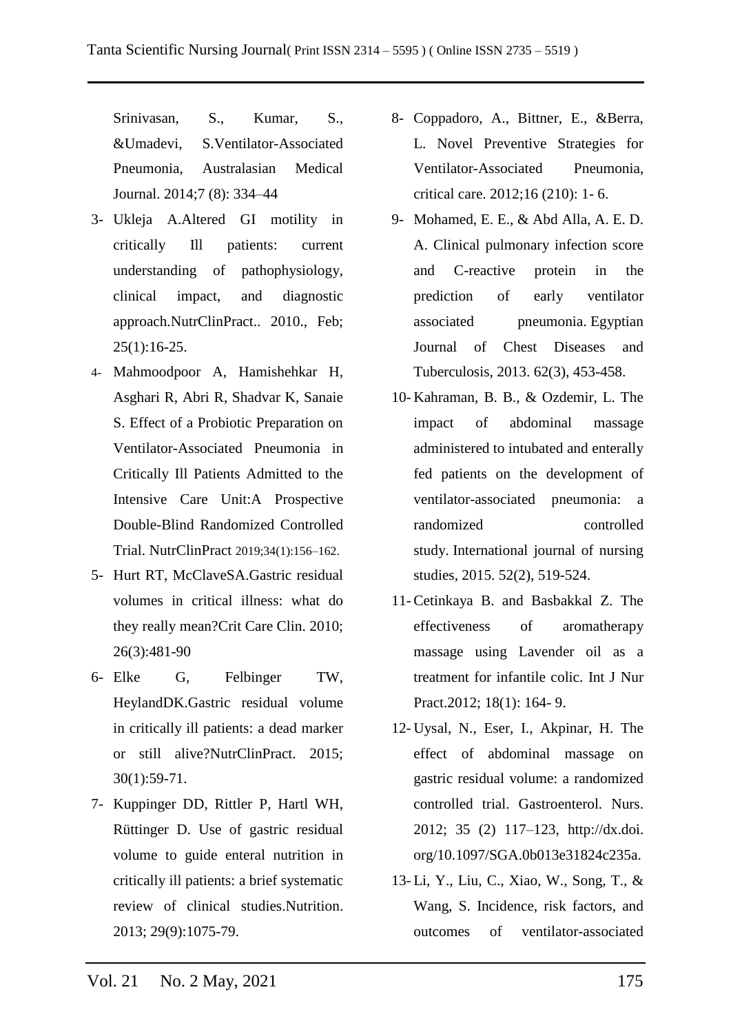Srinivasan, S., Kumar, S., &Umadevi, S.Ventilator-Associated Pneumonia, Australasian Medical Journal. 2014;7 (8): 334–44

3- Ukleja A.Altered GI motility in critically Ill patients: current understanding of pathophysiology, clinical impact, and diagnostic approach.NutrClinPract.. 2010., Feb; 25(1):16-25.

4- Mahmoodpoor A, Hamishehkar H, Asghari R, Abri R, Shadvar K, Sanaie S. Effect of a Probiotic Preparation on Ventilator-Associated Pneumonia in Critically Ill Patients Admitted to the Intensive Care Unit:A Prospective Double-Blind Randomized Controlled Trial. NutrClinPract 2019;34(1):156–162.

5- Hurt RT, McClaveSA.Gastric residual volumes in critical illness: what do they really mean?Crit Care Clin. 2010; 26(3):481-90

6- Elke G, Felbinger TW, HeylandDK.Gastric residual volume in critically ill patients: a dead marker or still alive?NutrClinPract. 2015; 30(1):59-71.

7- Kuppinger DD, Rittler P, Hartl WH, Rüttinger D. Use of gastric residual volume to guide enteral nutrition in critically ill patients: a brief systematic review of clinical studies.Nutrition. 2013; 29(9):1075-79.

8- Coppadoro, A., Bittner, E., &Berra, L. Novel Preventive Strategies for Ventilator-Associated Pneumonia, critical care. 2012;16 (210): 1- 6.

9- Mohamed, E. E., & Abd Alla, A. E. D. A. Clinical pulmonary infection score and C-reactive protein in the prediction of early ventilator associated pneumonia. Egyptian Journal of Chest Diseases and Tuberculosis, 2013. 62(3), 453-458.

10- Kahraman, B. B., & Ozdemir, L. The impact of abdominal massage administered to intubated and enterally fed patients on the development of ventilator-associated pneumonia: a randomized controlled study. International journal of nursing studies, 2015. 52(2), 519-524.

11- Cetinkaya B. and Basbakkal Z. The effectiveness of aromatherapy massage using Lavender oil as a treatment for infantile colic. Int J Nur Pract.2012; 18(1): 164- 9.

12- Uysal, N., Eser, I., Akpinar, H. The effect of abdominal massage on gastric residual volume: a randomized controlled trial. Gastroenterol. Nurs. 2012; 35 (2) 117–123, http://dx.doi.org/10.1097/SGA.0b013e31824c235a.

13- Li, Y., Liu, C., Xiao, W., Song, T., & Wang, S. Incidence, risk factors, and outcomes of ventilator-associated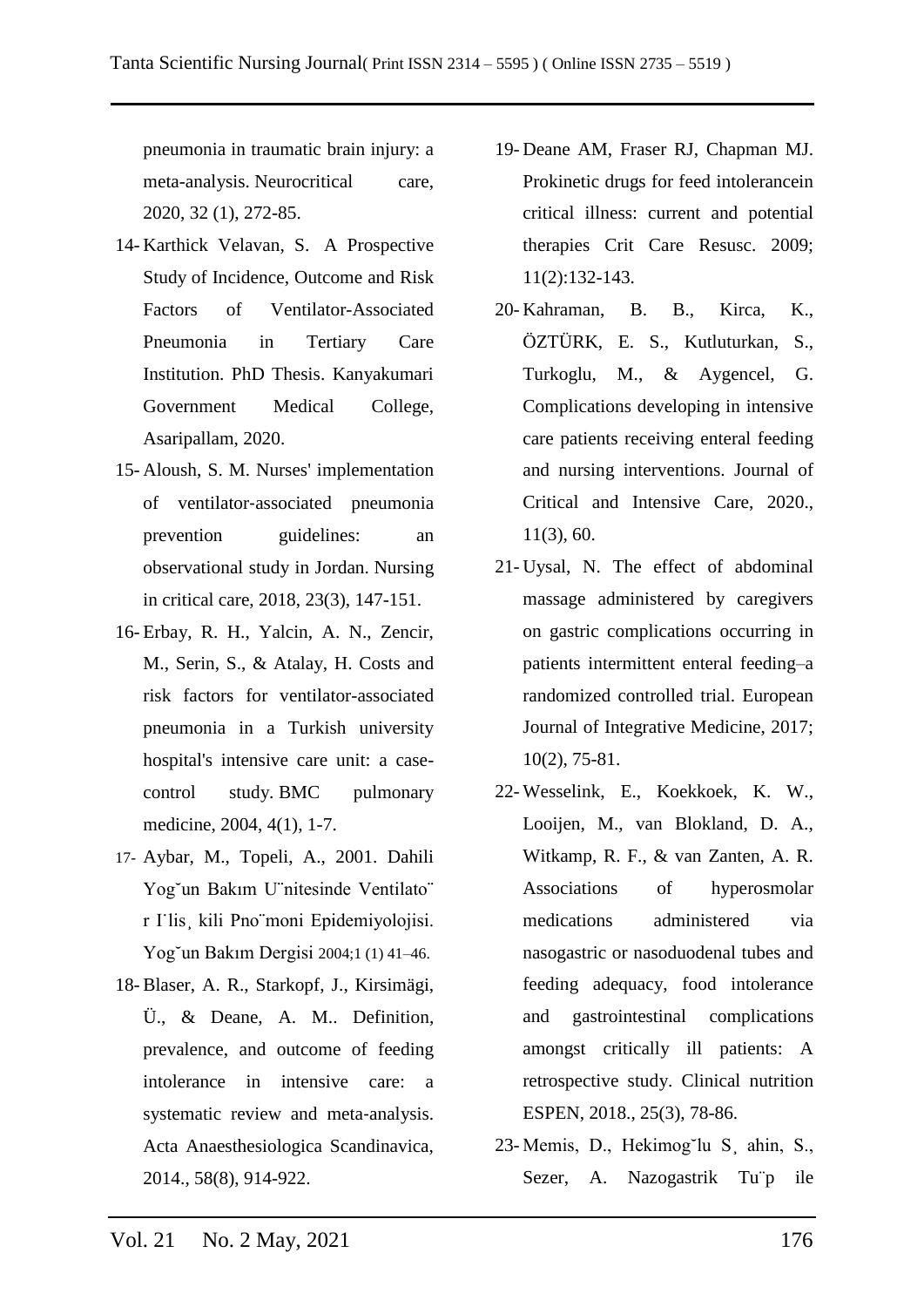pneumonia in traumatic brain injury: a meta-analysis. Neurocritical care, 2020, 32 (1), 272-85.

14- Karthick Velavan, S. A Prospective Study of Incidence, Outcome and Risk Factors of Ventilator-Associated Pneumonia in Tertiary Care Institution. PhD Thesis. Kanyakumari Government Medical College, Asaripallam, 2020.

15- Aloush, S. M. Nurses' implementation of ventilator-associated pneumonia prevention guidelines: an observational study in Jordan. Nursing in critical care, 2018, 23(3), 147-151.

16- Erbay, R. H., Yalcin, A. N., Zencir, M., Serin, S., & Atalay, H. Costs and risk factors for ventilator-associated pneumonia in a Turkish university hospital's intensive care unit: a case-control study. BMC pulmonary medicine, 2004, 4(1), 1-7.

17- Aybar, M., Topeli, A., 2001. Dahili Yoğun Bakım Ünitesinde Ventilatör İlişkili Pnömoni Epidemiyolojisi. Yoğun Bakım Dergisi 2004;1 (1) 41–46.

18- Blaser, A. R., Starkopf, J., Kirsimägi, Ü., & Deane, A. M.. Definition, prevalence, and outcome of feeding intolerance in intensive care: a systematic review and meta-analysis. Acta Anaesthesiologica Scandinavica, 2014., 58(8), 914-922.

19- Deane AM, Fraser RJ, Chapman MJ. Prokinetic drugs for feed intolerancein critical illness: current and potential therapies Crit Care Resusc. 2009; 11(2):132-143.

20- Kahraman, B. B., Kirca, K., ÖZTÜRK, E. S., Kutluturkan, S., Turkoglu, M., & Aygencel, G. Complications developing in intensive care patients receiving enteral feeding and nursing interventions. Journal of Critical and Intensive Care, 2020., 11(3), 60.

21- Uysal, N. The effect of abdominal massage administered by caregivers on gastric complications occurring in patients intermittent enteral feeding–a randomized controlled trial. European Journal of Integrative Medicine, 2017; 10(2), 75-81.

22- Wesselink, E., Koekkoek, K. W., Looijen, M., van Blokland, D. A., Witkamp, R. F., & van Zanten, A. R. Associations of hyperosmolar medications administered via nasogastric or nasoduodenal tubes and feeding adequacy, food intolerance and gastrointestinal complications amongst critically ill patients: A retrospective study. Clinical nutrition ESPEN, 2018., 25(3), 78-86.

23- Memis, D., Hekimoğlu Şahin, S., Sezer, A. Nazogastrik Tüp ile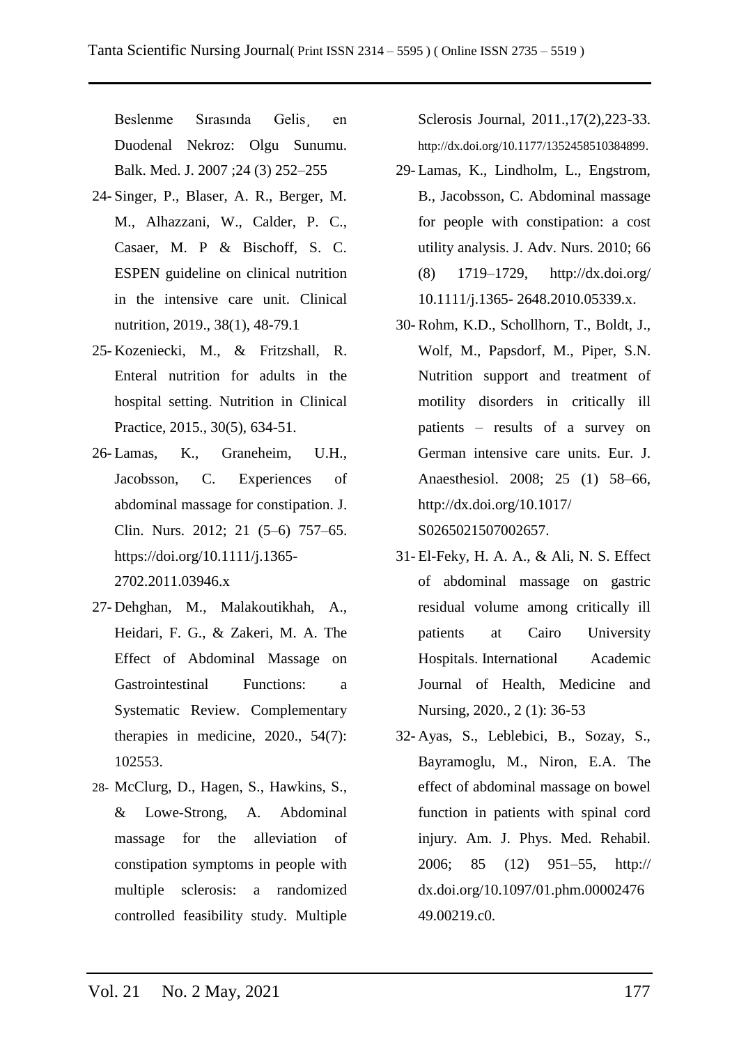Beslenme Sırasında Gelis¸en Duodenal Nekroz: Olgu Sunumu. Balk. Med. J. 2007 ;24 (3) 252–255

24- Singer, P., Blaser, A. R., Berger, M. M., Alhazzani, W., Calder, P. C., Casaer, M. P & Bischoff, S. C. ESPEN guideline on clinical nutrition in the intensive care unit. Clinical nutrition, 2019., 38(1), 48-79.1

25- Kozeniecki, M., & Fritzshall, R. Enteral nutrition for adults in the hospital setting. Nutrition in Clinical Practice, 2015., 30(5), 634-51.

26- Lamas, K., Graneheim, U.H., Jacobsson, C. Experiences of abdominal massage for constipation. J. Clin. Nurs. 2012; 21 (5–6) 757–65. https://doi.org/10.1111/j.1365-2702.2011.03946.x

27- Dehghan, M., Malakoutikhah, A., Heidari, F. G., & Zakeri, M. A. The Effect of Abdominal Massage on Gastrointestinal Functions: a Systematic Review. Complementary therapies in medicine, 2020., 54(7): 102553.

28- McClurg, D., Hagen, S., Hawkins, S., & Lowe-Strong, A. Abdominal massage for the alleviation of constipation symptoms in people with multiple sclerosis: a randomized controlled feasibility study. Multiple Sclerosis Journal, 2011.,17(2),223-33. http://dx.doi.org/10.1177/1352458510384899.

29- Lamas, K., Lindholm, L., Engstrom, B., Jacobsson, C. Abdominal massage for people with constipation: a cost utility analysis. J. Adv. Nurs. 2010; 66 (8) 1719–1729, http://dx.doi.org/10.1111/j.1365- 2648.2010.05339.x.

30- Rohm, K.D., Schollhorn, T., Boldt, J., Wolf, M., Papsdorf, M., Piper, S.N. Nutrition support and treatment of motility disorders in critically ill patients – results of a survey on German intensive care units. Eur. J. Anaesthesiol. 2008; 25 (1) 58–66, http://dx.doi.org/10.1017/S0265021507002657.

31- El-Feky, H. A. A., & Ali, N. S. Effect of abdominal massage on gastric residual volume among critically ill patients at Cairo University Hospitals. International Academic Journal of Health, Medicine and Nursing, 2020., 2 (1): 36-53

32- Ayas, S., Leblebici, B., Sozay, S., Bayramoglu, M., Niron, E.A. The effect of abdominal massage on bowel function in patients with spinal cord injury. Am. J. Phys. Med. Rehabil. 2006; 85 (12) 951–55, http://dx.doi.org/10.1097/01.phm.0000247649.00219.c0.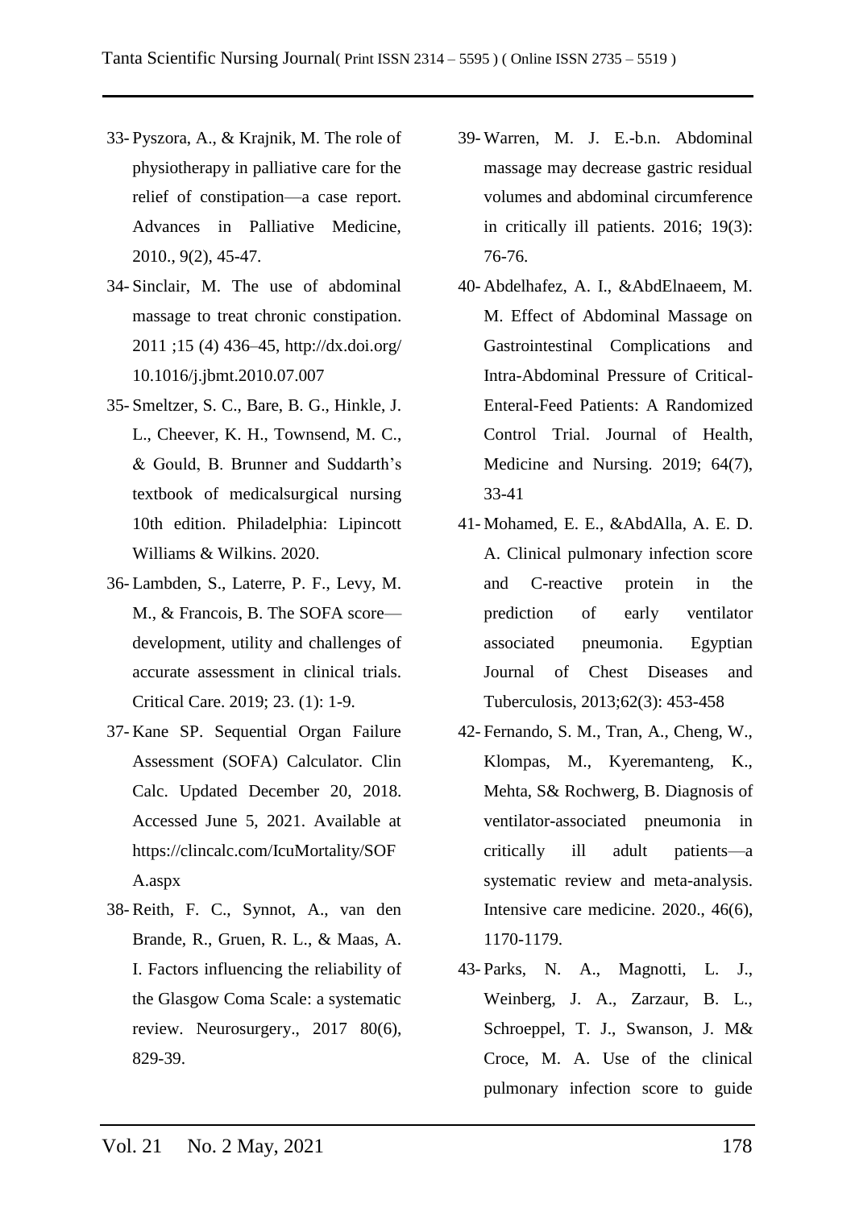33- Pyszora, A., & Krajnik, M. The role of physiotherapy in palliative care for the relief of constipation—a case report. Advances in Palliative Medicine, 2010., 9(2), 45-47.

34- Sinclair, M. The use of abdominal massage to treat chronic constipation. 2011 ;15 (4) 436–45, http://dx.doi.org/ 10.1016/j.jbmt.2010.07.007

35- Smeltzer, S. C., Bare, B. G., Hinkle, J. L., Cheever, K. H., Townsend, M. C., & Gould, B. Brunner and Suddarth's textbook of medicalsurgical nursing 10th edition. Philadelphia: Lipincott Williams & Wilkins. 2020.

36- Lambden, S., Laterre, P. F., Levy, M. M., & Francois, B. The SOFA score—development, utility and challenges of accurate assessment in clinical trials. Critical Care. 2019; 23. (1): 1-9.

37- Kane SP. Sequential Organ Failure Assessment (SOFA) Calculator. Clin Calc. Updated December 20, 2018. Accessed June 5, 2021. Available at https://clincalc.com/IcuMortality/SOFA.aspx

38- Reith, F. C., Synnot, A., van den Brande, R., Gruen, R. L., & Maas, A. I. Factors influencing the reliability of the Glasgow Coma Scale: a systematic review. Neurosurgery., 2017 80(6), 829-39.

39- Warren, M. J. E.-b.n. Abdominal massage may decrease gastric residual volumes and abdominal circumference in critically ill patients. 2016; 19(3): 76-76.

40- Abdelhafez, A. I., &AbdElnaeem, M. M. Effect of Abdominal Massage on Gastrointestinal Complications and Intra-Abdominal Pressure of Critical-Enteral-Feed Patients: A Randomized Control Trial. Journal of Health, Medicine and Nursing. 2019; 64(7), 33-41

41- Mohamed, E. E., &AbdAlla, A. E. D. A. Clinical pulmonary infection score and C-reactive protein in the prediction of early ventilator associated pneumonia. Egyptian Journal of Chest Diseases and Tuberculosis, 2013;62(3): 453-458

42- Fernando, S. M., Tran, A., Cheng, W., Klompas, M., Kyeremanteng, K., Mehta, S& Rochwerg, B. Diagnosis of ventilator-associated pneumonia in critically ill adult patients—a systematic review and meta-analysis. Intensive care medicine. 2020., 46(6), 1170-1179.

43- Parks, N. A., Magnotti, L. J., Weinberg, J. A., Zarzaur, B. L., Schroeppel, T. J., Swanson, J. M& Croce, M. A. Use of the clinical pulmonary infection score to guide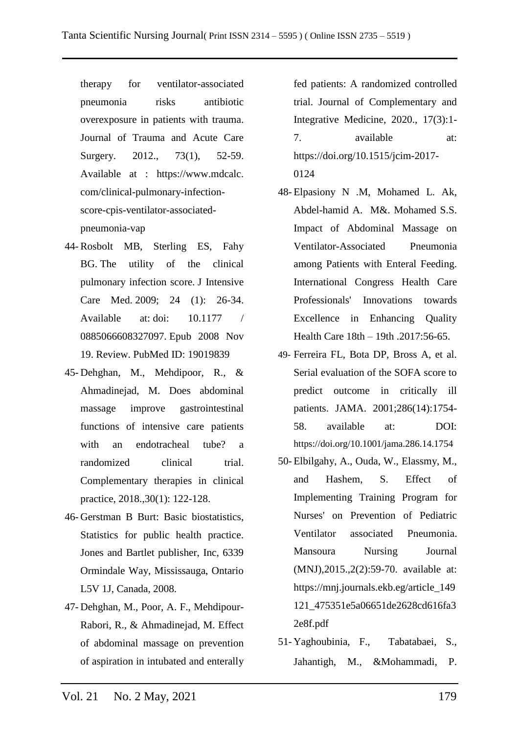therapy for ventilator-associated pneumonia risks antibiotic overexposure in patients with trauma. Journal of Trauma and Acute Care Surgery. 2012., 73(1), 52-59. Available at : https://www.mdcalc.com/clinical-pulmonary-infection-score-cpis-ventilator-associated-pneumonia-vap

44- Rosbolt MB, Sterling ES, Fahy BG. The utility of the clinical pulmonary infection score. J Intensive Care Med. 2009; 24 (1): 26-34. Available at: doi: 10.1177 / 0885066608327097. Epub 2008 Nov 19. Review. PubMed ID: 19019839

45- Dehghan, M., Mehdipoor, R., & Ahmadinejad, M. Does abdominal massage improve gastrointestinal functions of intensive care patients with an endotracheal tube? a randomized clinical trial. Complementary therapies in clinical practice, 2018.,30(1): 122-128.

46- Gerstman B Burt: Basic biostatistics, Statistics for public health practice. Jones and Bartlet publisher, Inc, 6339 Ormindale Way, Mississauga, Ontario L5V 1J, Canada, 2008.

47- Dehghan, M., Poor, A. F., Mehdipour-Rabori, R., & Ahmadinejad, M. Effect of abdominal massage on prevention of aspiration in intubated and enterally fed patients: A randomized controlled trial. Journal of Complementary and Integrative Medicine, 2020., 17(3):1-7. available at: https://doi.org/10.1515/jcim-2017-0124

48- Elpasiony N .M, Mohamed L. Ak, Abdel-hamid A. M&. Mohamed S.S. Impact of Abdominal Massage on Ventilator-Associated Pneumonia among Patients with Enteral Feeding. International Congress Health Care Professionals' Innovations towards Excellence in Enhancing Quality Health Care 18th – 19th .2017:56-65.

49- Ferreira FL, Bota DP, Bross A, et al. Serial evaluation of the SOFA score to predict outcome in critically ill patients. JAMA. 2001;286(14):1754-58. available at: DOI: https://doi.org/10.1001/jama.286.14.1754

50- Elbilgahy, A., Ouda, W., Elassmy, M., and Hashem, S. Effect of Implementing Training Program for Nurses' on Prevention of Pediatric Ventilator associated Pneumonia. Mansoura Nursing Journal (MNJ),2015.,2(2):59-70. available at: https://mnj.journals.ekb.eg/article_149121_475351e5a06651de2628cd616fa32e8f.pdf

51- Yaghoubinia, F., Tabatabaei, S., Jahantigh, M., &Mohammadi, P.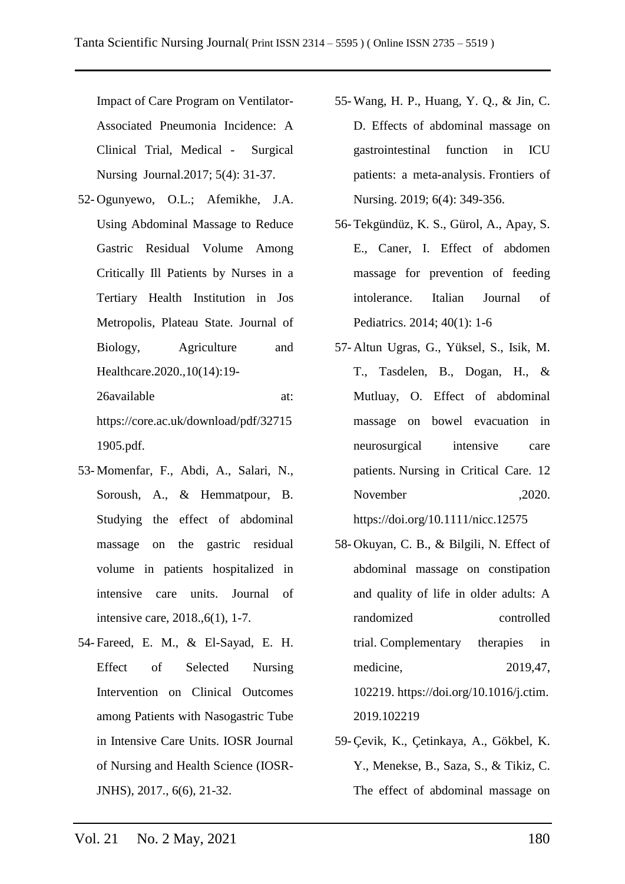Impact of Care Program on Ventilator-Associated Pneumonia Incidence: A Clinical Trial, Medical - Surgical Nursing Journal.2017; 5(4): 31-37.

52- Ogunyewo, O.L.; Afemikhe, J.A. Using Abdominal Massage to Reduce Gastric Residual Volume Among Critically Ill Patients by Nurses in a Tertiary Health Institution in Jos Metropolis, Plateau State. Journal of Biology, Agriculture and Healthcare.2020.,10(14):19-26available at: https://core.ac.uk/download/pdf/327151905.pdf.

53- Momenfar, F., Abdi, A., Salari, N., Soroush, A., & Hemmatpour, B. Studying the effect of abdominal massage on the gastric residual volume in patients hospitalized in intensive care units. Journal of intensive care, 2018.,6(1), 1-7.

54- Fareed, E. M., & El-Sayad, E. H. Effect of Selected Nursing Intervention on Clinical Outcomes among Patients with Nasogastric Tube in Intensive Care Units. IOSR Journal of Nursing and Health Science (IOSR-JNHS), 2017., 6(6), 21-32.

55- Wang, H. P., Huang, Y. Q., & Jin, C. D. Effects of abdominal massage on gastrointestinal function in ICU patients: a meta-analysis. Frontiers of Nursing. 2019; 6(4): 349-356.

56- Tekgündüz, K. S., Gürol, A., Apay, S. E., Caner, I. Effect of abdomen massage for prevention of feeding intolerance. Italian Journal of Pediatrics. 2014; 40(1): 1-6

57- Altun Ugras, G., Yüksel, S., Isik, M. T., Tasdelen, B., Dogan, H., & Mutluay, O. Effect of abdominal massage on bowel evacuation in neurosurgical intensive care patients. Nursing in Critical Care. 12 November ,2020. https://doi.org/10.1111/nicc.12575

58- Okuyan, C. B., & Bilgili, N. Effect of abdominal massage on constipation and quality of life in older adults: A randomized controlled trial. Complementary therapies in medicine, 2019,47, 102219. https://doi.org/10.1016/j.ctim.2019.102219

59- Çevik, K., Çetinkaya, A., Gökbel, K. Y., Menekse, B., Saza, S., & Tikiz, C. The effect of abdominal massage on